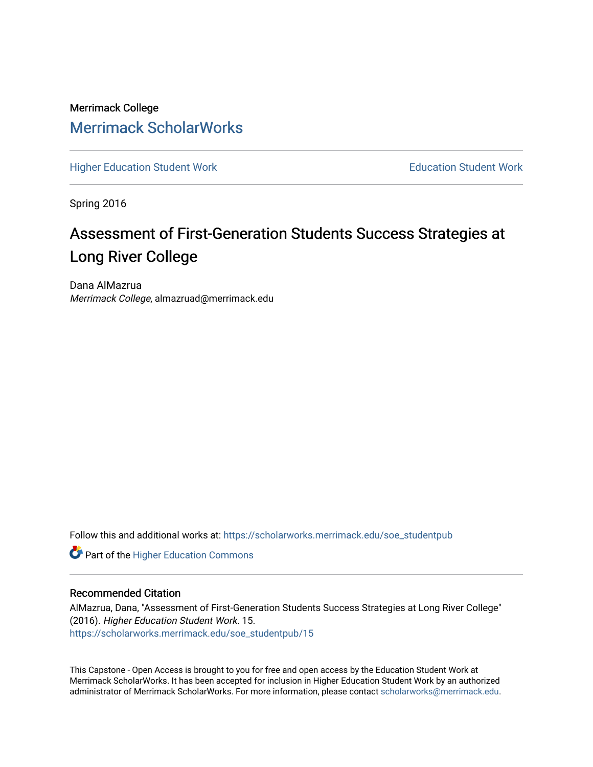Merrimack College

# Merrimack ScholarWorks

Higher Education Student Work | Education Student Work

Spring 2016

## Assessment of First-Generation Students Success Strategies at Long River College

Dana AlMazrua
*Merrimack College*, almazruad@merrimack.edu

Follow this and additional works at: https://scholarworks.merrimack.edu/soe_studentpub

Part of the Higher Education Commons

### Recommended Citation

AlMazrua, Dana, "Assessment of First-Generation Students Success Strategies at Long River College" (2016). *Higher Education Student Work*. 15.
https://scholarworks.merrimack.edu/soe_studentpub/15

This Capstone - Open Access is brought to you for free and open access by the Education Student Work at Merrimack ScholarWorks. It has been accepted for inclusion in Higher Education Student Work by an authorized administrator of Merrimack ScholarWorks. For more information, please contact scholarworks@merrimack.edu.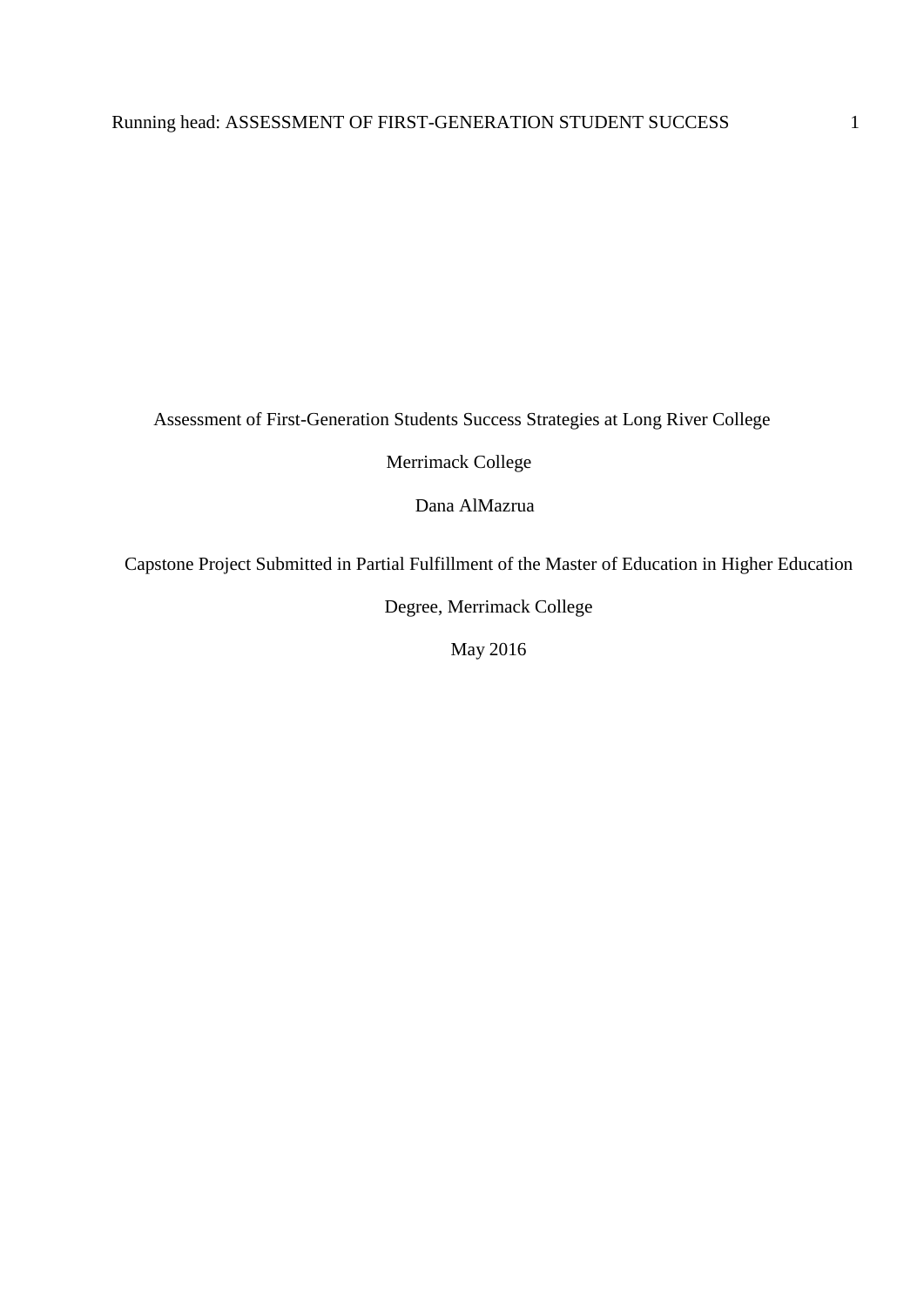Assessment of First-Generation Students Success Strategies at Long River College

Merrimack College

Dana AlMazrua

Capstone Project Submitted in Partial Fulfillment of the Master of Education in Higher Education Degree, Merrimack College

May 2016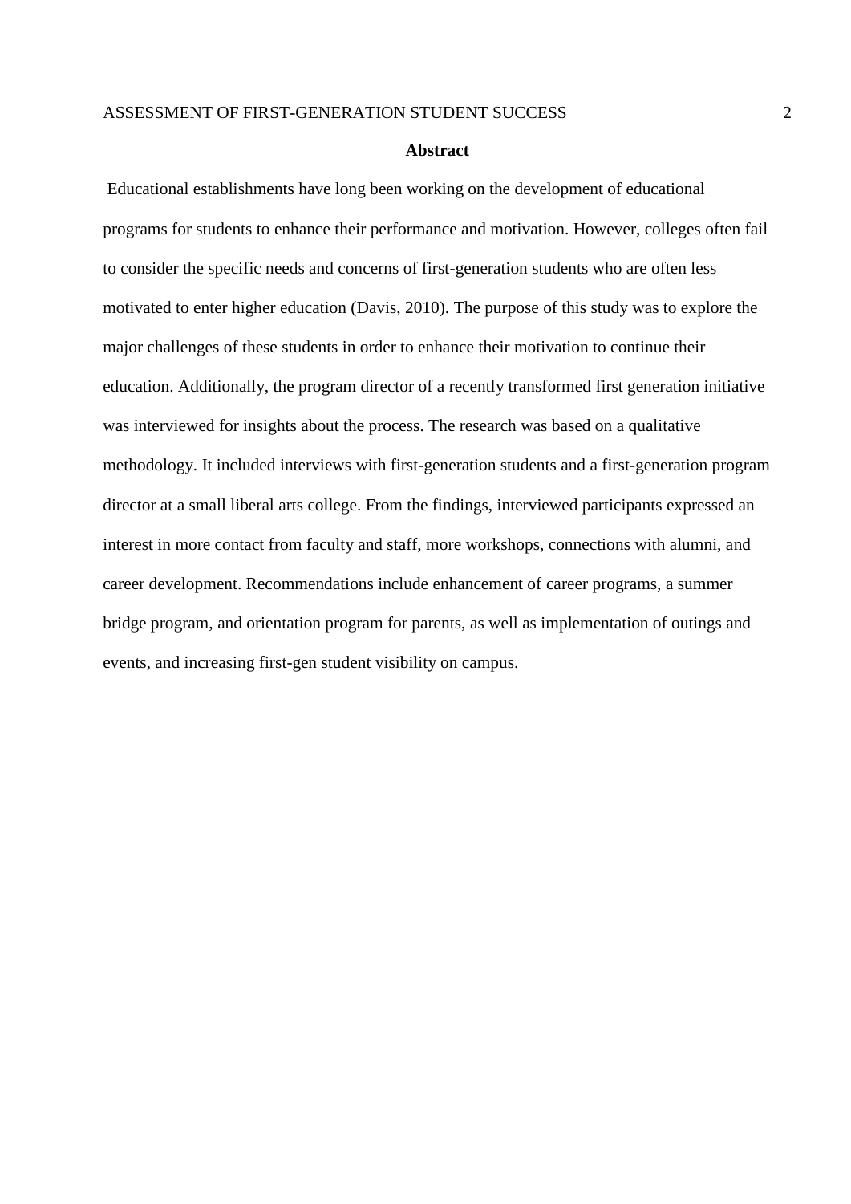## Abstract

Educational establishments have long been working on the development of educational programs for students to enhance their performance and motivation. However, colleges often fail to consider the specific needs and concerns of first-generation students who are often less motivated to enter higher education (Davis, 2010). The purpose of this study was to explore the major challenges of these students in order to enhance their motivation to continue their education. Additionally, the program director of a recently transformed first generation initiative was interviewed for insights about the process. The research was based on a qualitative methodology. It included interviews with first-generation students and a first-generation program director at a small liberal arts college. From the findings, interviewed participants expressed an interest in more contact from faculty and staff, more workshops, connections with alumni, and career development. Recommendations include enhancement of career programs, a summer bridge program, and orientation program for parents, as well as implementation of outings and events, and increasing first-gen student visibility on campus.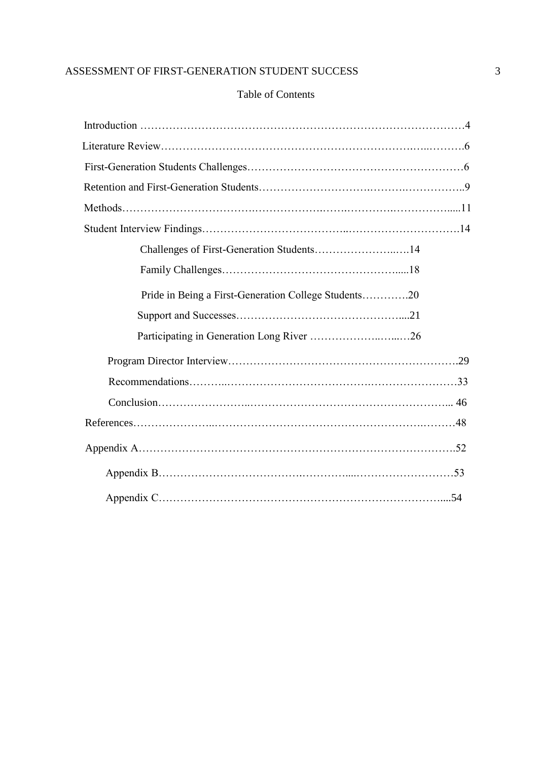Table of Contents

Introduction ……………………………………………………………………………4

Literature Review………………………………………………………………….6

First-Generation Students Challenges……………………………………………………6

Retention and First-Generation Students……………………………………………..9

Methods…………………………………………………………………………….....11

Student Interview Findings…………………………………………………………….14

- Challenges of First-Generation Students………………………..….14
- Family Challenges…………………………………………….....18
- Pride in Being a First-Generation College Students………….20
- Support and Successes……………………………………….....21
- Participating in Generation Long River ………………..…...…26

Program Director Interview……………………………………………………….29

Recommendations………..…………………………………………………………33

Conclusion……………………..……………………………………………….... 46

References…………………..……………………………………………………….48

Appendix A…………………………………………………………………………….52

Appendix B………………………………………....………………………53

Appendix C……………………………………………………………………....54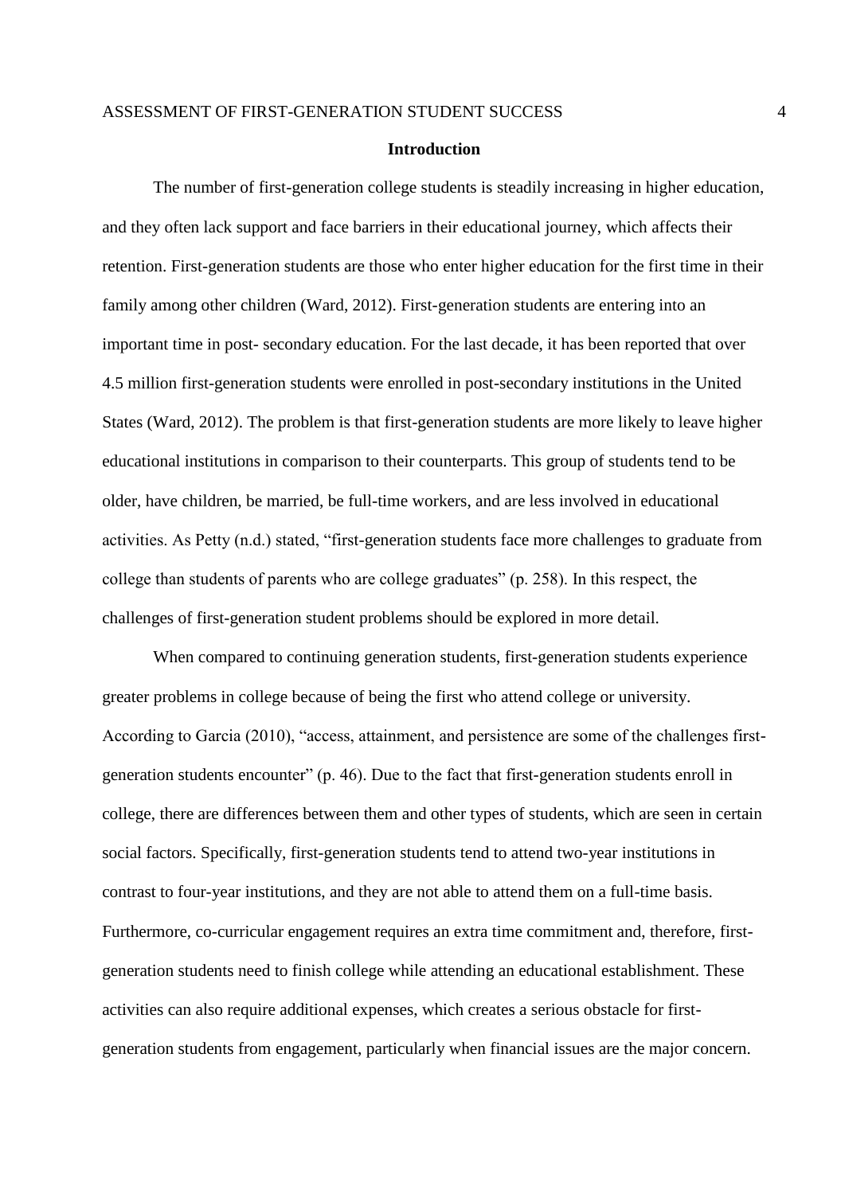## Introduction

The number of first-generation college students is steadily increasing in higher education, and they often lack support and face barriers in their educational journey, which affects their retention. First-generation students are those who enter higher education for the first time in their family among other children (Ward, 2012). First-generation students are entering into an important time in post- secondary education. For the last decade, it has been reported that over 4.5 million first-generation students were enrolled in post-secondary institutions in the United States (Ward, 2012). The problem is that first-generation students are more likely to leave higher educational institutions in comparison to their counterparts. This group of students tend to be older, have children, be married, be full-time workers, and are less involved in educational activities. As Petty (n.d.) stated, "first-generation students face more challenges to graduate from college than students of parents who are college graduates" (p. 258). In this respect, the challenges of first-generation student problems should be explored in more detail.

When compared to continuing generation students, first-generation students experience greater problems in college because of being the first who attend college or university. According to Garcia (2010), "access, attainment, and persistence are some of the challenges first-generation students encounter" (p. 46). Due to the fact that first-generation students enroll in college, there are differences between them and other types of students, which are seen in certain social factors. Specifically, first-generation students tend to attend two-year institutions in contrast to four-year institutions, and they are not able to attend them on a full-time basis. Furthermore, co-curricular engagement requires an extra time commitment and, therefore, first-generation students need to finish college while attending an educational establishment. These activities can also require additional expenses, which creates a serious obstacle for first-generation students from engagement, particularly when financial issues are the major concern.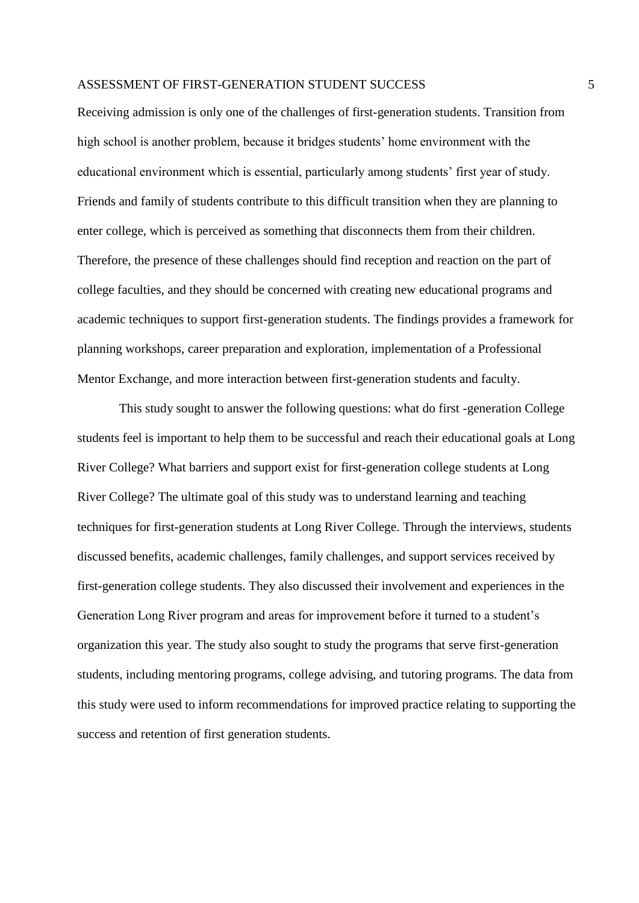Receiving admission is only one of the challenges of first-generation students. Transition from high school is another problem, because it bridges students' home environment with the educational environment which is essential, particularly among students' first year of study. Friends and family of students contribute to this difficult transition when they are planning to enter college, which is perceived as something that disconnects them from their children. Therefore, the presence of these challenges should find reception and reaction on the part of college faculties, and they should be concerned with creating new educational programs and academic techniques to support first-generation students. The findings provides a framework for planning workshops, career preparation and exploration, implementation of a Professional Mentor Exchange, and more interaction between first-generation students and faculty.

This study sought to answer the following questions: what do first -generation College students feel is important to help them to be successful and reach their educational goals at Long River College? What barriers and support exist for first-generation college students at Long River College? The ultimate goal of this study was to understand learning and teaching techniques for first-generation students at Long River College. Through the interviews, students discussed benefits, academic challenges, family challenges, and support services received by first-generation college students. They also discussed their involvement and experiences in the Generation Long River program and areas for improvement before it turned to a student's organization this year. The study also sought to study the programs that serve first-generation students, including mentoring programs, college advising, and tutoring programs. The data from this study were used to inform recommendations for improved practice relating to supporting the success and retention of first generation students.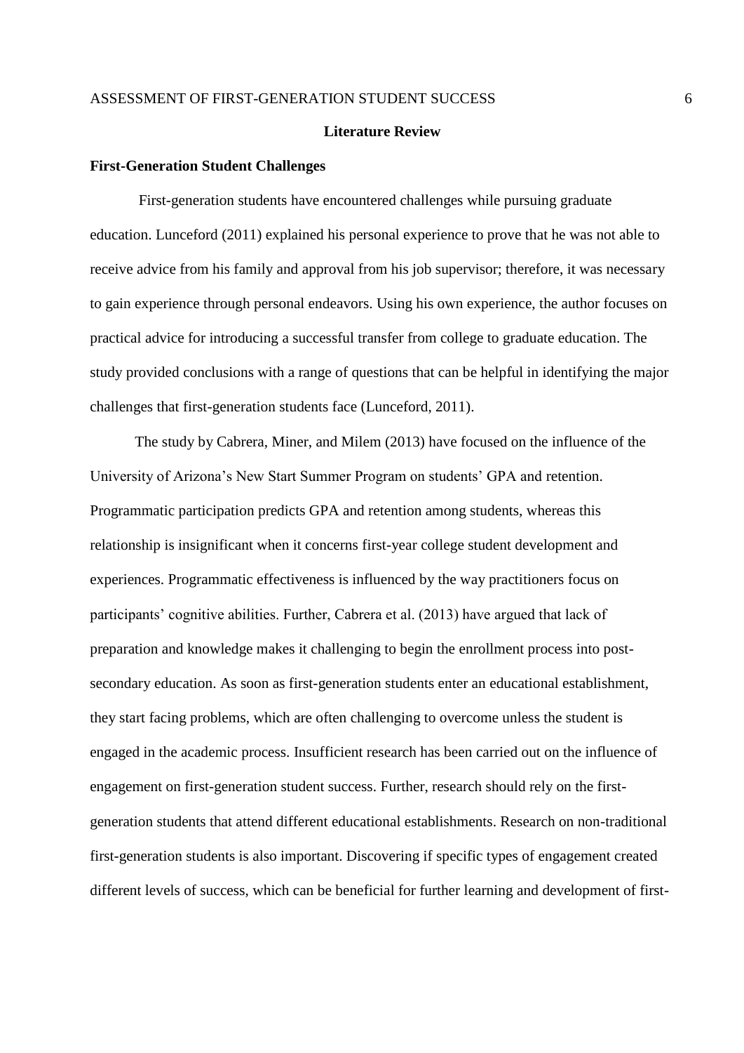## Literature Review

### First-Generation Student Challenges

First-generation students have encountered challenges while pursuing graduate education. Lunceford (2011) explained his personal experience to prove that he was not able to receive advice from his family and approval from his job supervisor; therefore, it was necessary to gain experience through personal endeavors. Using his own experience, the author focuses on practical advice for introducing a successful transfer from college to graduate education. The study provided conclusions with a range of questions that can be helpful in identifying the major challenges that first-generation students face (Lunceford, 2011).

The study by Cabrera, Miner, and Milem (2013) have focused on the influence of the University of Arizona's New Start Summer Program on students' GPA and retention. Programmatic participation predicts GPA and retention among students, whereas this relationship is insignificant when it concerns first-year college student development and experiences. Programmatic effectiveness is influenced by the way practitioners focus on participants' cognitive abilities. Further, Cabrera et al. (2013) have argued that lack of preparation and knowledge makes it challenging to begin the enrollment process into post-secondary education. As soon as first-generation students enter an educational establishment, they start facing problems, which are often challenging to overcome unless the student is engaged in the academic process. Insufficient research has been carried out on the influence of engagement on first-generation student success. Further, research should rely on the first-generation students that attend different educational establishments. Research on non-traditional first-generation students is also important. Discovering if specific types of engagement created different levels of success, which can be beneficial for further learning and development of first-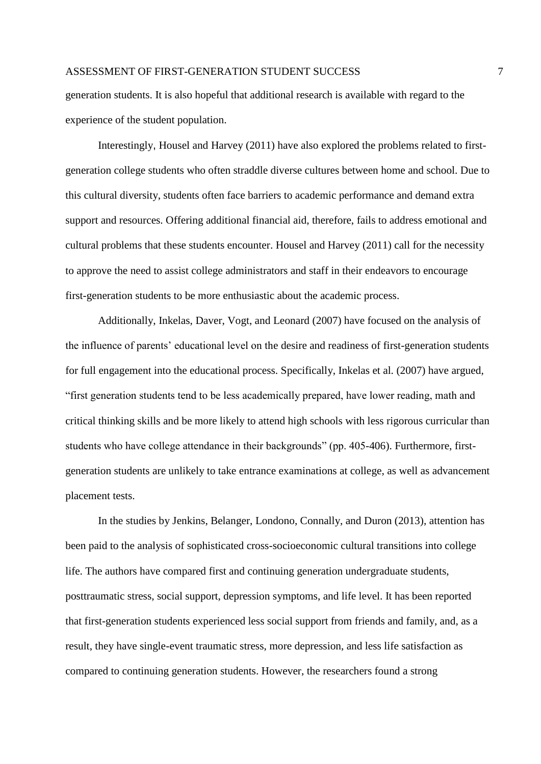generation students. It is also hopeful that additional research is available with regard to the experience of the student population.

Interestingly, Housel and Harvey (2011) have also explored the problems related to first-generation college students who often straddle diverse cultures between home and school. Due to this cultural diversity, students often face barriers to academic performance and demand extra support and resources. Offering additional financial aid, therefore, fails to address emotional and cultural problems that these students encounter. Housel and Harvey (2011) call for the necessity to approve the need to assist college administrators and staff in their endeavors to encourage first-generation students to be more enthusiastic about the academic process.

Additionally, Inkelas, Daver, Vogt, and Leonard (2007) have focused on the analysis of the influence of parents' educational level on the desire and readiness of first-generation students for full engagement into the educational process. Specifically, Inkelas et al. (2007) have argued, "first generation students tend to be less academically prepared, have lower reading, math and critical thinking skills and be more likely to attend high schools with less rigorous curricular than students who have college attendance in their backgrounds" (pp. 405-406). Furthermore, first-generation students are unlikely to take entrance examinations at college, as well as advancement placement tests.

In the studies by Jenkins, Belanger, Londono, Connally, and Duron (2013), attention has been paid to the analysis of sophisticated cross-socioeconomic cultural transitions into college life. The authors have compared first and continuing generation undergraduate students, posttraumatic stress, social support, depression symptoms, and life level. It has been reported that first-generation students experienced less social support from friends and family, and, as a result, they have single-event traumatic stress, more depression, and less life satisfaction as compared to continuing generation students. However, the researchers found a strong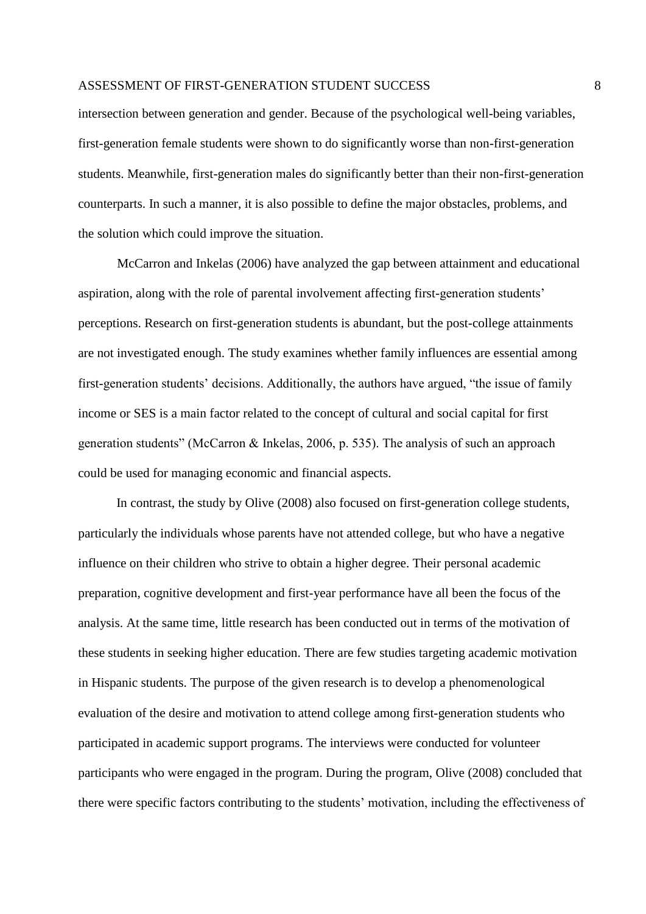intersection between generation and gender. Because of the psychological well-being variables, first-generation female students were shown to do significantly worse than non-first-generation students. Meanwhile, first-generation males do significantly better than their non-first-generation counterparts. In such a manner, it is also possible to define the major obstacles, problems, and the solution which could improve the situation.

McCarron and Inkelas (2006) have analyzed the gap between attainment and educational aspiration, along with the role of parental involvement affecting first-generation students' perceptions. Research on first-generation students is abundant, but the post-college attainments are not investigated enough. The study examines whether family influences are essential among first-generation students' decisions. Additionally, the authors have argued, "the issue of family income or SES is a main factor related to the concept of cultural and social capital for first generation students" (McCarron & Inkelas, 2006, p. 535). The analysis of such an approach could be used for managing economic and financial aspects.

In contrast, the study by Olive (2008) also focused on first-generation college students, particularly the individuals whose parents have not attended college, but who have a negative influence on their children who strive to obtain a higher degree. Their personal academic preparation, cognitive development and first-year performance have all been the focus of the analysis. At the same time, little research has been conducted out in terms of the motivation of these students in seeking higher education. There are few studies targeting academic motivation in Hispanic students. The purpose of the given research is to develop a phenomenological evaluation of the desire and motivation to attend college among first-generation students who participated in academic support programs. The interviews were conducted for volunteer participants who were engaged in the program. During the program, Olive (2008) concluded that there were specific factors contributing to the students' motivation, including the effectiveness of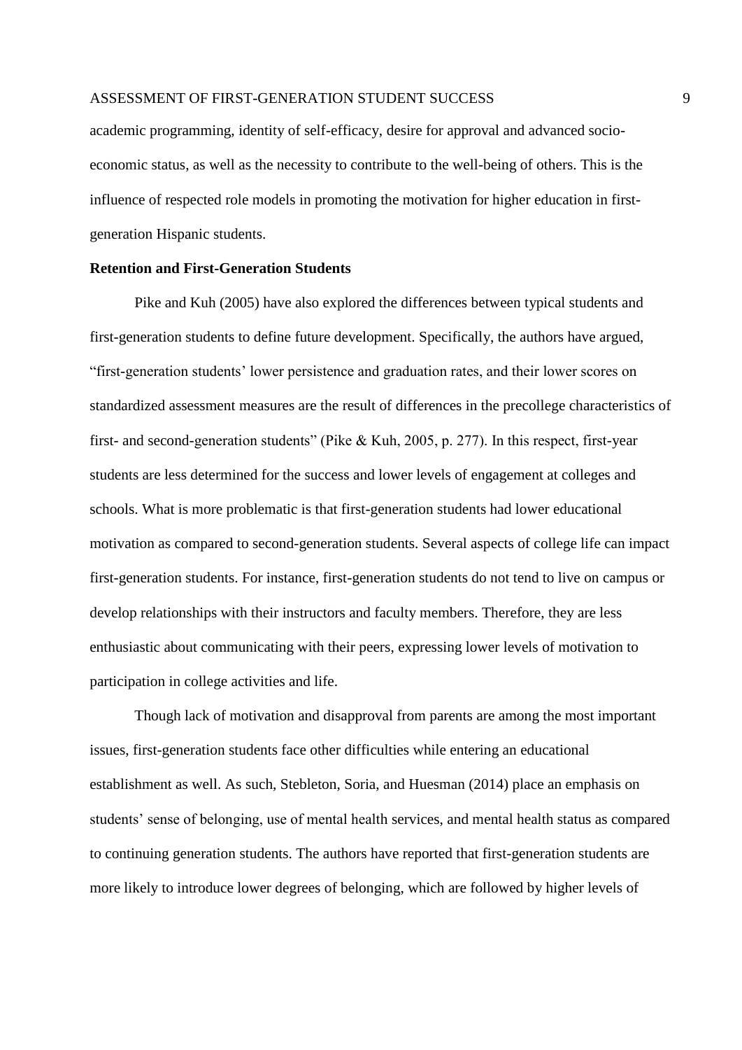academic programming, identity of self-efficacy, desire for approval and advanced socio-economic status, as well as the necessity to contribute to the well-being of others. This is the influence of respected role models in promoting the motivation for higher education in first-generation Hispanic students.

**Retention and First-Generation Students**

Pike and Kuh (2005) have also explored the differences between typical students and first-generation students to define future development. Specifically, the authors have argued, "first-generation students' lower persistence and graduation rates, and their lower scores on standardized assessment measures are the result of differences in the precollege characteristics of first- and second-generation students" (Pike & Kuh, 2005, p. 277). In this respect, first-year students are less determined for the success and lower levels of engagement at colleges and schools. What is more problematic is that first-generation students had lower educational motivation as compared to second-generation students. Several aspects of college life can impact first-generation students. For instance, first-generation students do not tend to live on campus or develop relationships with their instructors and faculty members. Therefore, they are less enthusiastic about communicating with their peers, expressing lower levels of motivation to participation in college activities and life.

Though lack of motivation and disapproval from parents are among the most important issues, first-generation students face other difficulties while entering an educational establishment as well. As such, Stebleton, Soria, and Huesman (2014) place an emphasis on students' sense of belonging, use of mental health services, and mental health status as compared to continuing generation students. The authors have reported that first-generation students are more likely to introduce lower degrees of belonging, which are followed by higher levels of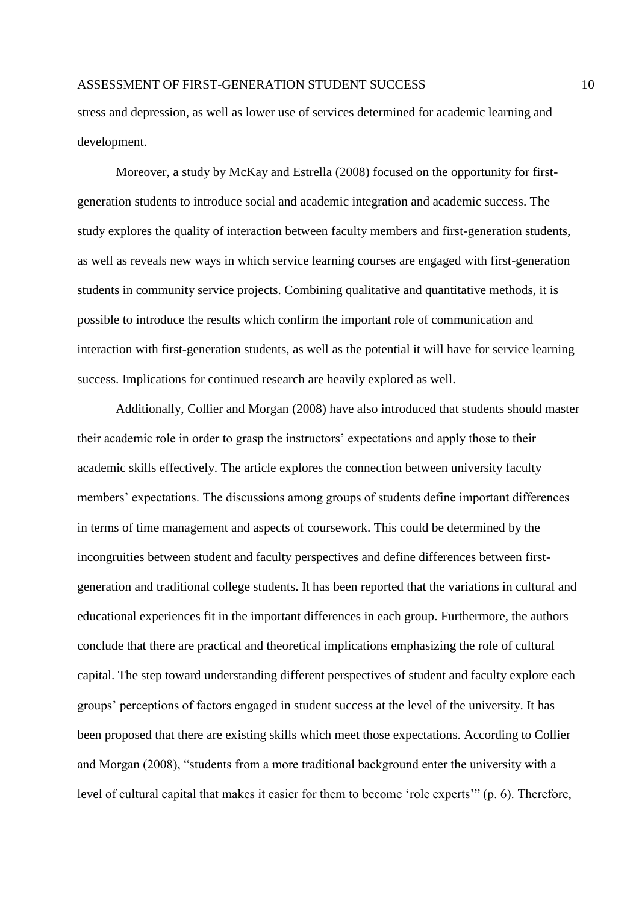stress and depression, as well as lower use of services determined for academic learning and development.

Moreover, a study by McKay and Estrella (2008) focused on the opportunity for first-generation students to introduce social and academic integration and academic success. The study explores the quality of interaction between faculty members and first-generation students, as well as reveals new ways in which service learning courses are engaged with first-generation students in community service projects. Combining qualitative and quantitative methods, it is possible to introduce the results which confirm the important role of communication and interaction with first-generation students, as well as the potential it will have for service learning success. Implications for continued research are heavily explored as well.

Additionally, Collier and Morgan (2008) have also introduced that students should master their academic role in order to grasp the instructors' expectations and apply those to their academic skills effectively. The article explores the connection between university faculty members' expectations. The discussions among groups of students define important differences in terms of time management and aspects of coursework. This could be determined by the incongruities between student and faculty perspectives and define differences between first-generation and traditional college students. It has been reported that the variations in cultural and educational experiences fit in the important differences in each group. Furthermore, the authors conclude that there are practical and theoretical implications emphasizing the role of cultural capital. The step toward understanding different perspectives of student and faculty explore each groups' perceptions of factors engaged in student success at the level of the university. It has been proposed that there are existing skills which meet those expectations. According to Collier and Morgan (2008), "students from a more traditional background enter the university with a level of cultural capital that makes it easier for them to become 'role experts'" (p. 6). Therefore,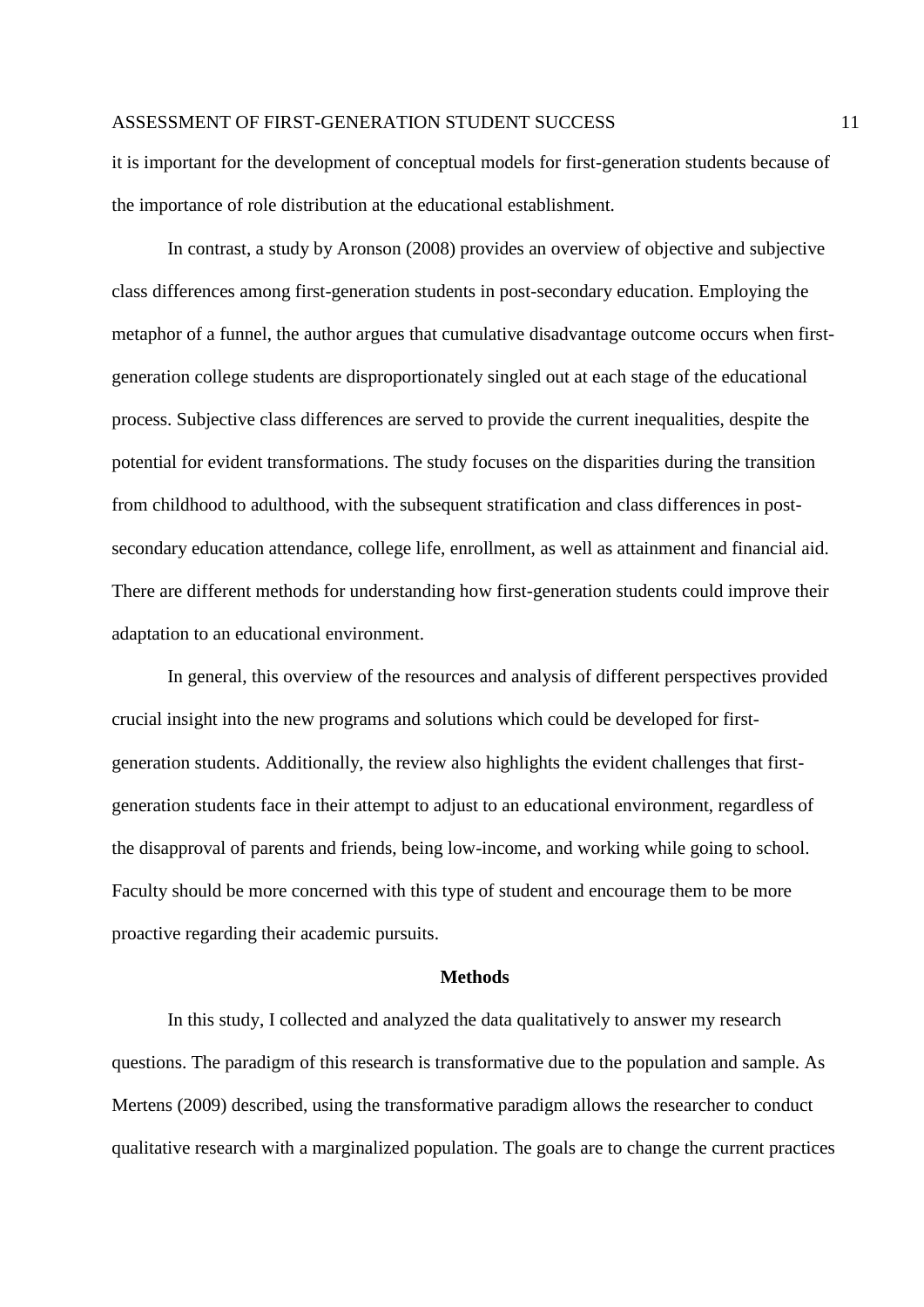it is important for the development of conceptual models for first-generation students because of the importance of role distribution at the educational establishment.

In contrast, a study by Aronson (2008) provides an overview of objective and subjective class differences among first-generation students in post-secondary education. Employing the metaphor of a funnel, the author argues that cumulative disadvantage outcome occurs when first-generation college students are disproportionately singled out at each stage of the educational process. Subjective class differences are served to provide the current inequalities, despite the potential for evident transformations. The study focuses on the disparities during the transition from childhood to adulthood, with the subsequent stratification and class differences in post-secondary education attendance, college life, enrollment, as well as attainment and financial aid. There are different methods for understanding how first-generation students could improve their adaptation to an educational environment.

In general, this overview of the resources and analysis of different perspectives provided crucial insight into the new programs and solutions which could be developed for first-generation students. Additionally, the review also highlights the evident challenges that first-generation students face in their attempt to adjust to an educational environment, regardless of the disapproval of parents and friends, being low-income, and working while going to school. Faculty should be more concerned with this type of student and encourage them to be more proactive regarding their academic pursuits.

## Methods

In this study, I collected and analyzed the data qualitatively to answer my research questions. The paradigm of this research is transformative due to the population and sample. As Mertens (2009) described, using the transformative paradigm allows the researcher to conduct qualitative research with a marginalized population. The goals are to change the current practices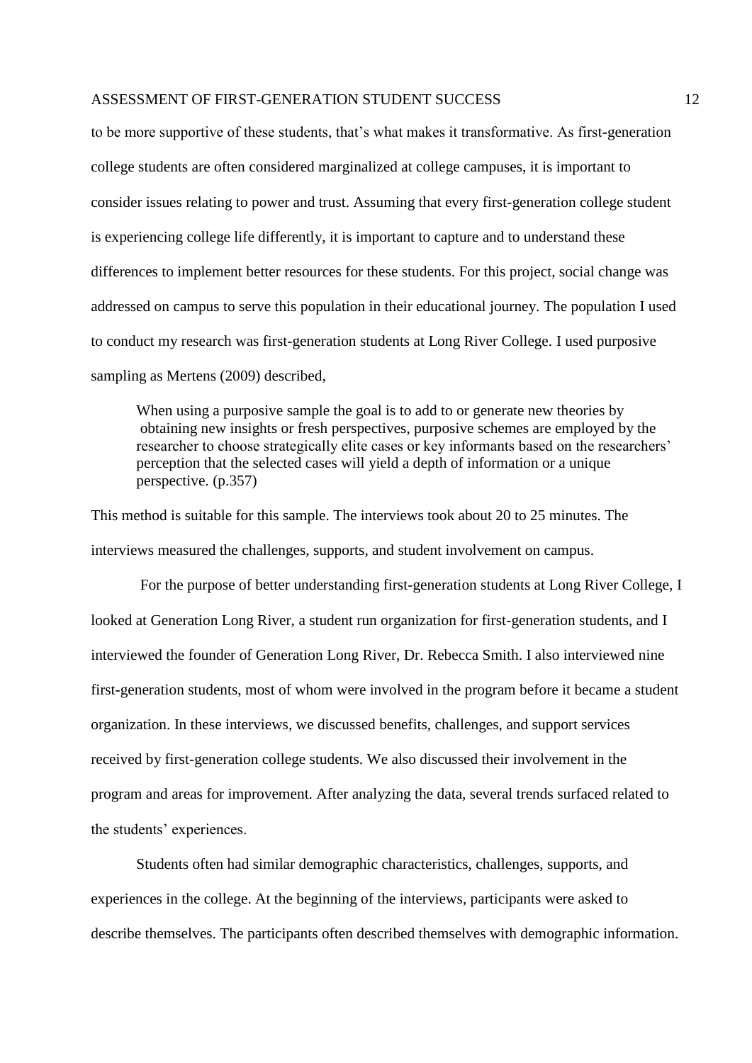to be more supportive of these students, that's what makes it transformative. As first-generation college students are often considered marginalized at college campuses, it is important to consider issues relating to power and trust. Assuming that every first-generation college student is experiencing college life differently, it is important to capture and to understand these differences to implement better resources for these students. For this project, social change was addressed on campus to serve this population in their educational journey. The population I used to conduct my research was first-generation students at Long River College. I used purposive sampling as Mertens (2009) described,

> When using a purposive sample the goal is to add to or generate new theories by obtaining new insights or fresh perspectives, purposive schemes are employed by the researcher to choose strategically elite cases or key informants based on the researchers' perception that the selected cases will yield a depth of information or a unique perspective. (p.357)

This method is suitable for this sample. The interviews took about 20 to 25 minutes. The interviews measured the challenges, supports, and student involvement on campus.

For the purpose of better understanding first-generation students at Long River College, I looked at Generation Long River, a student run organization for first-generation students, and I interviewed the founder of Generation Long River, Dr. Rebecca Smith. I also interviewed nine first-generation students, most of whom were involved in the program before it became a student organization. In these interviews, we discussed benefits, challenges, and support services received by first-generation college students. We also discussed their involvement in the program and areas for improvement. After analyzing the data, several trends surfaced related to the students' experiences.

Students often had similar demographic characteristics, challenges, supports, and experiences in the college. At the beginning of the interviews, participants were asked to describe themselves. The participants often described themselves with demographic information.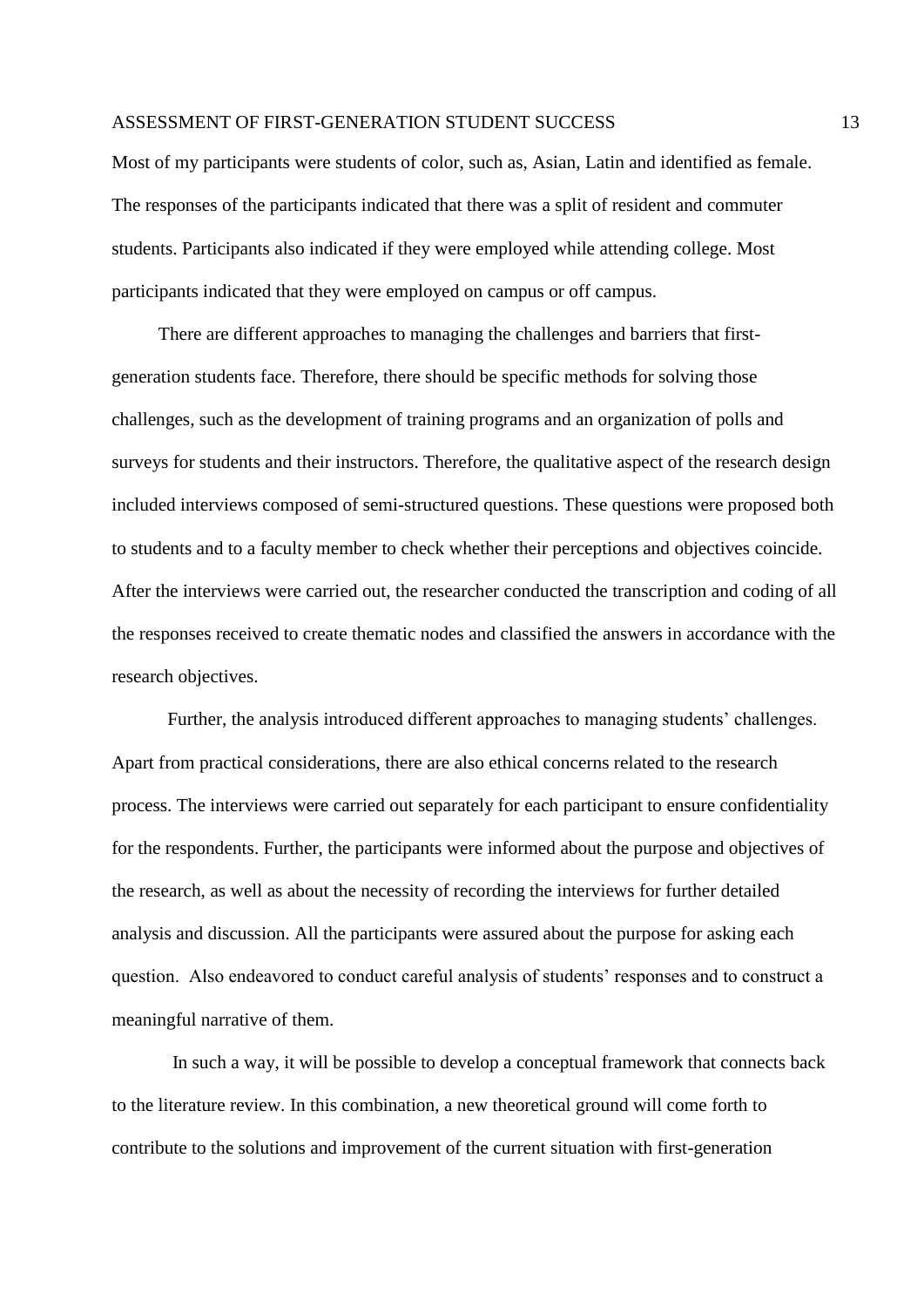Most of my participants were students of color, such as, Asian, Latin and identified as female. The responses of the participants indicated that there was a split of resident and commuter students. Participants also indicated if they were employed while attending college. Most participants indicated that they were employed on campus or off campus.

There are different approaches to managing the challenges and barriers that first-generation students face. Therefore, there should be specific methods for solving those challenges, such as the development of training programs and an organization of polls and surveys for students and their instructors. Therefore, the qualitative aspect of the research design included interviews composed of semi-structured questions. These questions were proposed both to students and to a faculty member to check whether their perceptions and objectives coincide. After the interviews were carried out, the researcher conducted the transcription and coding of all the responses received to create thematic nodes and classified the answers in accordance with the research objectives.

Further, the analysis introduced different approaches to managing students' challenges. Apart from practical considerations, there are also ethical concerns related to the research process. The interviews were carried out separately for each participant to ensure confidentiality for the respondents. Further, the participants were informed about the purpose and objectives of the research, as well as about the necessity of recording the interviews for further detailed analysis and discussion. All the participants were assured about the purpose for asking each question. Also endeavored to conduct careful analysis of students' responses and to construct a meaningful narrative of them.

In such a way, it will be possible to develop a conceptual framework that connects back to the literature review. In this combination, a new theoretical ground will come forth to contribute to the solutions and improvement of the current situation with first-generation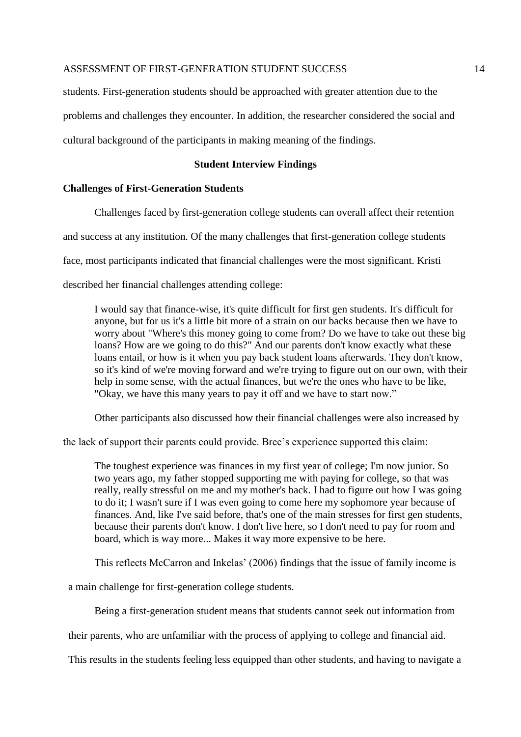students. First-generation students should be approached with greater attention due to the problems and challenges they encounter. In addition, the researcher considered the social and cultural background of the participants in making meaning of the findings.

## Student Interview Findings

### Challenges of First-Generation Students

Challenges faced by first-generation college students can overall affect their retention and success at any institution. Of the many challenges that first-generation college students face, most participants indicated that financial challenges were the most significant. Kristi described her financial challenges attending college:

> I would say that finance-wise, it's quite difficult for first gen students. It's difficult for anyone, but for us it's a little bit more of a strain on our backs because then we have to worry about "Where's this money going to come from? Do we have to take out these big loans? How are we going to do this?" And our parents don't know exactly what these loans entail, or how is it when you pay back student loans afterwards. They don't know, so it's kind of we're moving forward and we're trying to figure out on our own, with their help in some sense, with the actual finances, but we're the ones who have to be like, "Okay, we have this many years to pay it off and we have to start now."

Other participants also discussed how their financial challenges were also increased by the lack of support their parents could provide. Bree's experience supported this claim:

> The toughest experience was finances in my first year of college; I'm now junior. So two years ago, my father stopped supporting me with paying for college, so that was really, really stressful on me and my mother's back. I had to figure out how I was going to do it; I wasn't sure if I was even going to come here my sophomore year because of finances. And, like I've said before, that's one of the main stresses for first gen students, because their parents don't know. I don't live here, so I don't need to pay for room and board, which is way more... Makes it way more expensive to be here.

This reflects McCarron and Inkelas' (2006) findings that the issue of family income is a main challenge for first-generation college students.

Being a first-generation student means that students cannot seek out information from their parents, who are unfamiliar with the process of applying to college and financial aid. This results in the students feeling less equipped than other students, and having to navigate a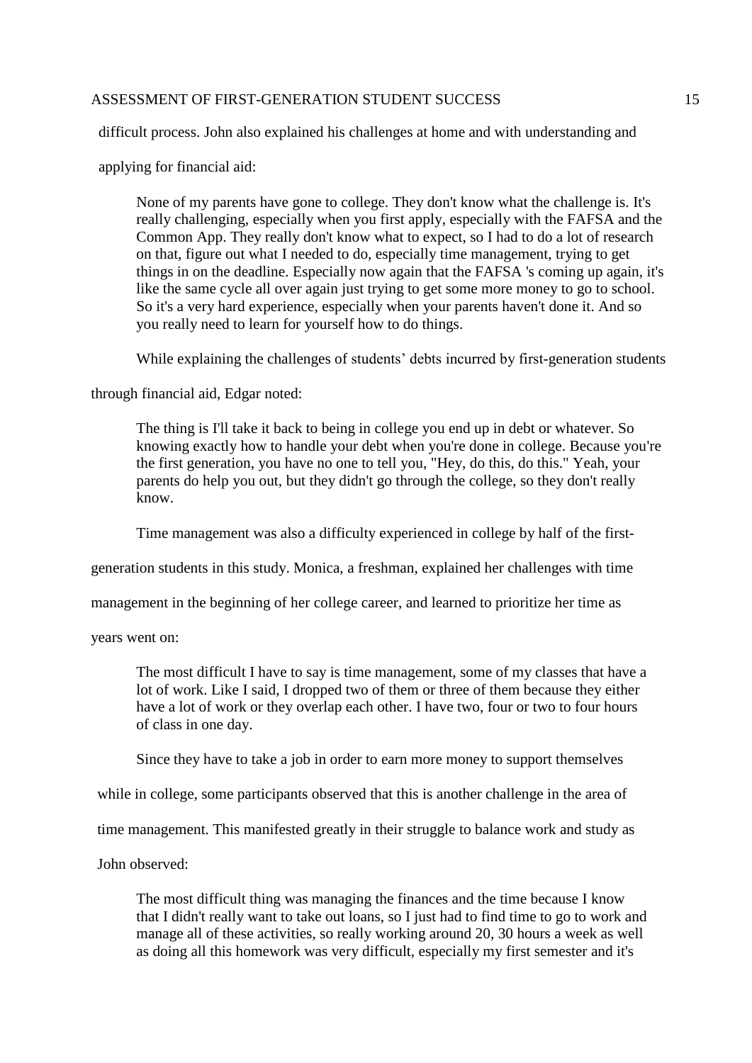difficult process. John also explained his challenges at home and with understanding and applying for financial aid:

> None of my parents have gone to college. They don't know what the challenge is. It's really challenging, especially when you first apply, especially with the FAFSA and the Common App. They really don't know what to expect, so I had to do a lot of research on that, figure out what I needed to do, especially time management, trying to get things in on the deadline. Especially now again that the FAFSA 's coming up again, it's like the same cycle all over again just trying to get some more money to go to school. So it's a very hard experience, especially when your parents haven't done it. And so you really need to learn for yourself how to do things.

While explaining the challenges of students' debts incurred by first-generation students through financial aid, Edgar noted:

> The thing is I'll take it back to being in college you end up in debt or whatever. So knowing exactly how to handle your debt when you're done in college. Because you're the first generation, you have no one to tell you, "Hey, do this, do this." Yeah, your parents do help you out, but they didn't go through the college, so they don't really know.

Time management was also a difficulty experienced in college by half of the first-generation students in this study. Monica, a freshman, explained her challenges with time management in the beginning of her college career, and learned to prioritize her time as years went on:

> The most difficult I have to say is time management, some of my classes that have a lot of work. Like I said, I dropped two of them or three of them because they either have a lot of work or they overlap each other. I have two, four or two to four hours of class in one day.

Since they have to take a job in order to earn more money to support themselves while in college, some participants observed that this is another challenge in the area of time management. This manifested greatly in their struggle to balance work and study as John observed:

> The most difficult thing was managing the finances and the time because I know that I didn't really want to take out loans, so I just had to find time to go to work and manage all of these activities, so really working around 20, 30 hours a week as well as doing all this homework was very difficult, especially my first semester and it's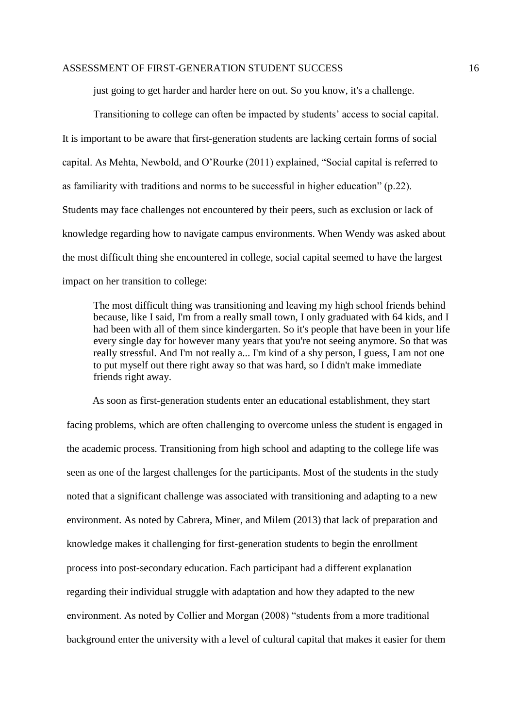just going to get harder and harder here on out. So you know, it's a challenge.

Transitioning to college can often be impacted by students' access to social capital. It is important to be aware that first-generation students are lacking certain forms of social capital. As Mehta, Newbold, and O'Rourke (2011) explained, "Social capital is referred to as familiarity with traditions and norms to be successful in higher education" (p.22). Students may face challenges not encountered by their peers, such as exclusion or lack of knowledge regarding how to navigate campus environments. When Wendy was asked about the most difficult thing she encountered in college, social capital seemed to have the largest impact on her transition to college:

> The most difficult thing was transitioning and leaving my high school friends behind because, like I said, I'm from a really small town, I only graduated with 64 kids, and I had been with all of them since kindergarten. So it's people that have been in your life every single day for however many years that you're not seeing anymore. So that was really stressful. And I'm not really a... I'm kind of a shy person, I guess, I am not one to put myself out there right away so that was hard, so I didn't make immediate friends right away.

As soon as first-generation students enter an educational establishment, they start facing problems, which are often challenging to overcome unless the student is engaged in the academic process. Transitioning from high school and adapting to the college life was seen as one of the largest challenges for the participants. Most of the students in the study noted that a significant challenge was associated with transitioning and adapting to a new environment. As noted by Cabrera, Miner, and Milem (2013) that lack of preparation and knowledge makes it challenging for first-generation students to begin the enrollment process into post-secondary education. Each participant had a different explanation regarding their individual struggle with adaptation and how they adapted to the new environment. As noted by Collier and Morgan (2008) "students from a more traditional background enter the university with a level of cultural capital that makes it easier for them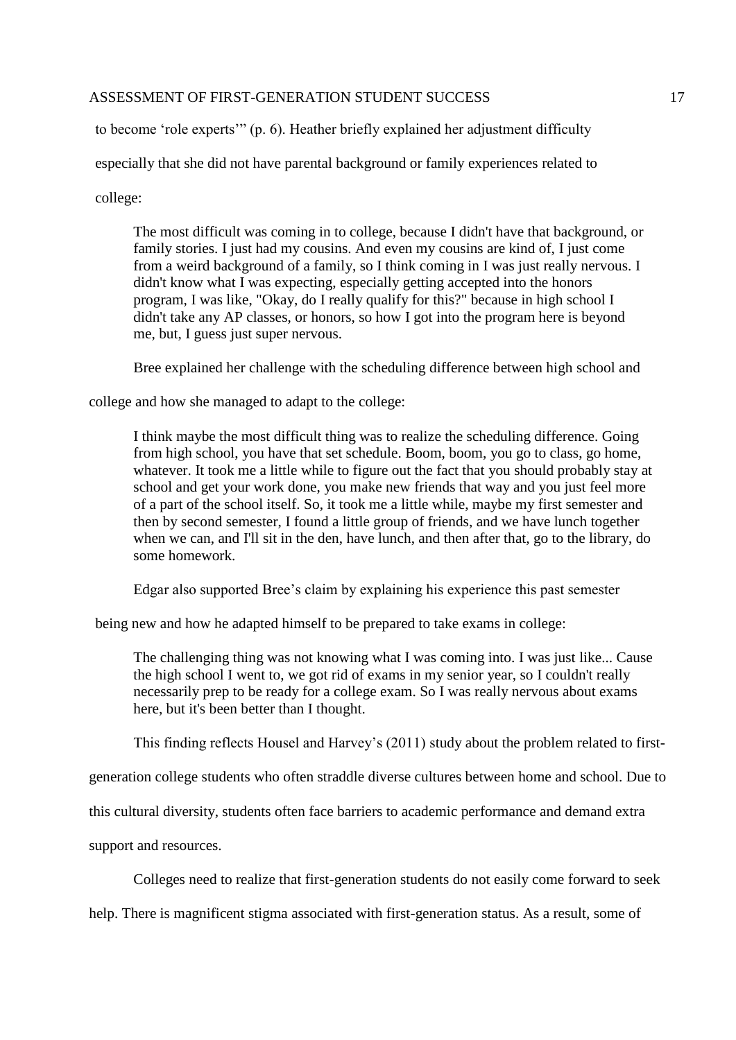to become 'role experts'" (p. 6). Heather briefly explained her adjustment difficulty especially that she did not have parental background or family experiences related to college:

> The most difficult was coming in to college, because I didn't have that background, or family stories. I just had my cousins. And even my cousins are kind of, I just come from a weird background of a family, so I think coming in I was just really nervous. I didn't know what I was expecting, especially getting accepted into the honors program, I was like, "Okay, do I really qualify for this?" because in high school I didn't take any AP classes, or honors, so how I got into the program here is beyond me, but, I guess just super nervous.

Bree explained her challenge with the scheduling difference between high school and college and how she managed to adapt to the college:

> I think maybe the most difficult thing was to realize the scheduling difference. Going from high school, you have that set schedule. Boom, boom, you go to class, go home, whatever. It took me a little while to figure out the fact that you should probably stay at school and get your work done, you make new friends that way and you just feel more of a part of the school itself. So, it took me a little while, maybe my first semester and then by second semester, I found a little group of friends, and we have lunch together when we can, and I'll sit in the den, have lunch, and then after that, go to the library, do some homework.

Edgar also supported Bree's claim by explaining his experience this past semester being new and how he adapted himself to be prepared to take exams in college:

> The challenging thing was not knowing what I was coming into. I was just like... Cause the high school I went to, we got rid of exams in my senior year, so I couldn't really necessarily prep to be ready for a college exam. So I was really nervous about exams here, but it's been better than I thought.

This finding reflects Housel and Harvey's (2011) study about the problem related to first-generation college students who often straddle diverse cultures between home and school. Due to this cultural diversity, students often face barriers to academic performance and demand extra support and resources.

Colleges need to realize that first-generation students do not easily come forward to seek help. There is magnificent stigma associated with first-generation status. As a result, some of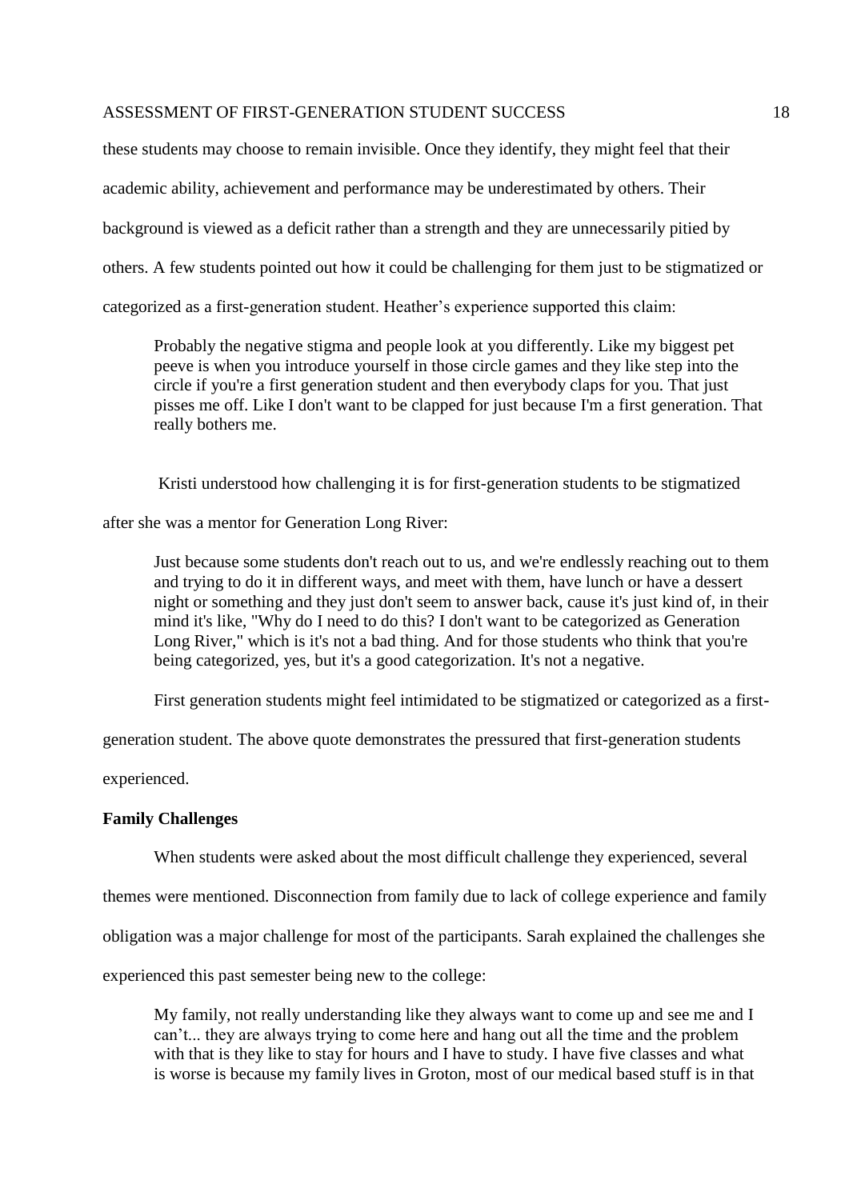these students may choose to remain invisible. Once they identify, they might feel that their academic ability, achievement and performance may be underestimated by others. Their background is viewed as a deficit rather than a strength and they are unnecessarily pitied by others. A few students pointed out how it could be challenging for them just to be stigmatized or categorized as a first-generation student. Heather's experience supported this claim:

> Probably the negative stigma and people look at you differently. Like my biggest pet peeve is when you introduce yourself in those circle games and they like step into the circle if you're a first generation student and then everybody claps for you. That just pisses me off. Like I don't want to be clapped for just because I'm a first generation. That really bothers me.

Kristi understood how challenging it is for first-generation students to be stigmatized after she was a mentor for Generation Long River:

> Just because some students don't reach out to us, and we're endlessly reaching out to them and trying to do it in different ways, and meet with them, have lunch or have a dessert night or something and they just don't seem to answer back, cause it's just kind of, in their mind it's like, "Why do I need to do this? I don't want to be categorized as Generation Long River," which is it's not a bad thing. And for those students who think that you're being categorized, yes, but it's a good categorization. It's not a negative.

First generation students might feel intimidated to be stigmatized or categorized as a first-generation student. The above quote demonstrates the pressured that first-generation students experienced.

**Family Challenges**

When students were asked about the most difficult challenge they experienced, several themes were mentioned. Disconnection from family due to lack of college experience and family obligation was a major challenge for most of the participants. Sarah explained the challenges she experienced this past semester being new to the college:

> My family, not really understanding like they always want to come up and see me and I can't... they are always trying to come here and hang out all the time and the problem with that is they like to stay for hours and I have to study. I have five classes and what is worse is because my family lives in Groton, most of our medical based stuff is in that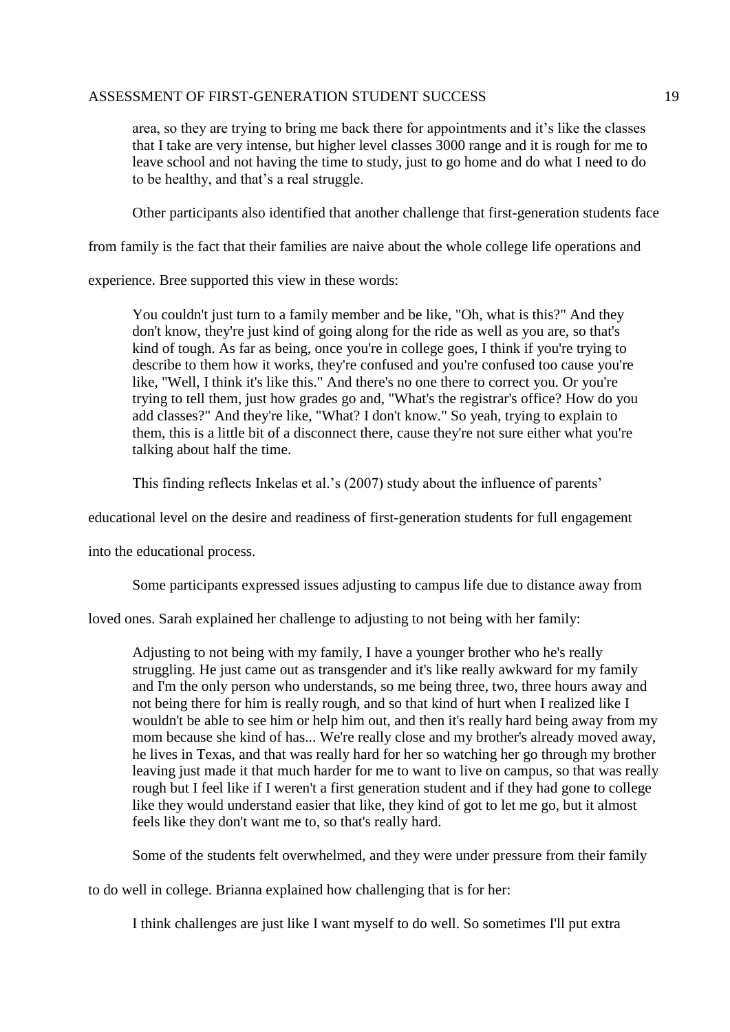> area, so they are trying to bring me back there for appointments and it's like the classes that I take are very intense, but higher level classes 3000 range and it is rough for me to leave school and not having the time to study, just to go home and do what I need to do to be healthy, and that's a real struggle.

Other participants also identified that another challenge that first-generation students face from family is the fact that their families are naive about the whole college life operations and experience. Bree supported this view in these words:

> You couldn't just turn to a family member and be like, "Oh, what is this?" And they don't know, they're just kind of going along for the ride as well as you are, so that's kind of tough. As far as being, once you're in college goes, I think if you're trying to describe to them how it works, they're confused and you're confused too cause you're like, "Well, I think it's like this." And there's no one there to correct you. Or you're trying to tell them, just how grades go and, "What's the registrar's office? How do you add classes?" And they're like, "What? I don't know." So yeah, trying to explain to them, this is a little bit of a disconnect there, cause they're not sure either what you're talking about half the time.

This finding reflects Inkelas et al.'s (2007) study about the influence of parents' educational level on the desire and readiness of first-generation students for full engagement into the educational process.

Some participants expressed issues adjusting to campus life due to distance away from loved ones. Sarah explained her challenge to adjusting to not being with her family:

> Adjusting to not being with my family, I have a younger brother who he's really struggling. He just came out as transgender and it's like really awkward for my family and I'm the only person who understands, so me being three, two, three hours away and not being there for him is really rough, and so that kind of hurt when I realized like I wouldn't be able to see him or help him out, and then it's really hard being away from my mom because she kind of has... We're really close and my brother's already moved away, he lives in Texas, and that was really hard for her so watching her go through my brother leaving just made it that much harder for me to want to live on campus, so that was really rough but I feel like if I weren't a first generation student and if they had gone to college like they would understand easier that like, they kind of got to let me go, but it almost feels like they don't want me to, so that's really hard.

Some of the students felt overwhelmed, and they were under pressure from their family to do well in college. Brianna explained how challenging that is for her:

> I think challenges are just like I want myself to do well. So sometimes I'll put extra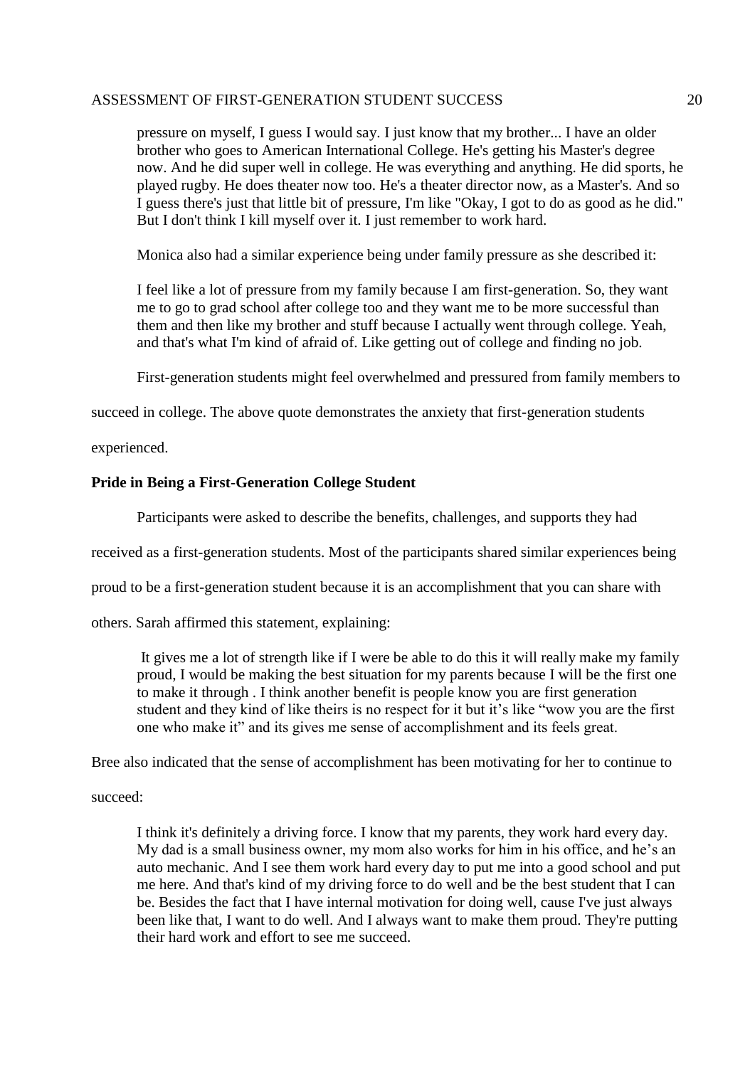pressure on myself, I guess I would say. I just know that my brother... I have an older brother who goes to American International College. He's getting his Master's degree now. And he did super well in college. He was everything and anything. He did sports, he played rugby. He does theater now too. He's a theater director now, as a Master's. And so I guess there's just that little bit of pressure, I'm like "Okay, I got to do as good as he did." But I don't think I kill myself over it. I just remember to work hard.

Monica also had a similar experience being under family pressure as she described it:

> I feel like a lot of pressure from my family because I am first-generation. So, they want me to go to grad school after college too and they want me to be more successful than them and then like my brother and stuff because I actually went through college. Yeah, and that's what I'm kind of afraid of. Like getting out of college and finding no job.

First-generation students might feel overwhelmed and pressured from family members to succeed in college. The above quote demonstrates the anxiety that first-generation students experienced.

**Pride in Being a First-Generation College Student**

Participants were asked to describe the benefits, challenges, and supports they had received as a first-generation students. Most of the participants shared similar experiences being proud to be a first-generation student because it is an accomplishment that you can share with others. Sarah affirmed this statement, explaining:

> It gives me a lot of strength like if I were be able to do this it will really make my family proud, I would be making the best situation for my parents because I will be the first one to make it through . I think another benefit is people know you are first generation student and they kind of like theirs is no respect for it but it's like "wow you are the first one who make it" and its gives me sense of accomplishment and its feels great.

Bree also indicated that the sense of accomplishment has been motivating for her to continue to succeed:

> I think it's definitely a driving force. I know that my parents, they work hard every day. My dad is a small business owner, my mom also works for him in his office, and he's an auto mechanic. And I see them work hard every day to put me into a good school and put me here. And that's kind of my driving force to do well and be the best student that I can be. Besides the fact that I have internal motivation for doing well, cause I've just always been like that, I want to do well. And I always want to make them proud. They're putting their hard work and effort to see me succeed.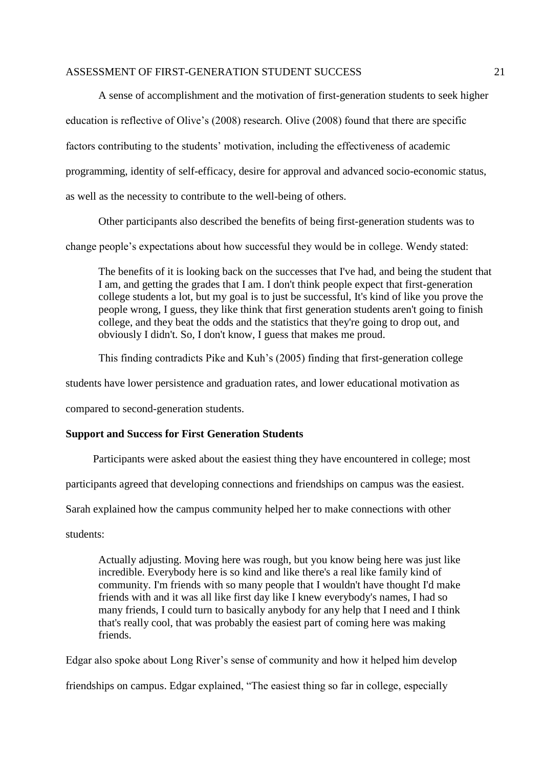A sense of accomplishment and the motivation of first-generation students to seek higher education is reflective of Olive's (2008) research. Olive (2008) found that there are specific factors contributing to the students' motivation, including the effectiveness of academic programming, identity of self-efficacy, desire for approval and advanced socio-economic status, as well as the necessity to contribute to the well-being of others.

Other participants also described the benefits of being first-generation students was to change people's expectations about how successful they would be in college. Wendy stated:

> The benefits of it is looking back on the successes that I've had, and being the student that I am, and getting the grades that I am. I don't think people expect that first-generation college students a lot, but my goal is to just be successful, It's kind of like you prove the people wrong, I guess, they like think that first generation students aren't going to finish college, and they beat the odds and the statistics that they're going to drop out, and obviously I didn't. So, I don't know, I guess that makes me proud.

This finding contradicts Pike and Kuh's (2005) finding that first-generation college students have lower persistence and graduation rates, and lower educational motivation as compared to second-generation students.

**Support and Success for First Generation Students**

Participants were asked about the easiest thing they have encountered in college; most participants agreed that developing connections and friendships on campus was the easiest. Sarah explained how the campus community helped her to make connections with other students:

> Actually adjusting. Moving here was rough, but you know being here was just like incredible. Everybody here is so kind and like there's a real like family kind of community. I'm friends with so many people that I wouldn't have thought I'd make friends with and it was all like first day like I knew everybody's names, I had so many friends, I could turn to basically anybody for any help that I need and I think that's really cool, that was probably the easiest part of coming here was making friends.

Edgar also spoke about Long River's sense of community and how it helped him develop friendships on campus. Edgar explained, "The easiest thing so far in college, especially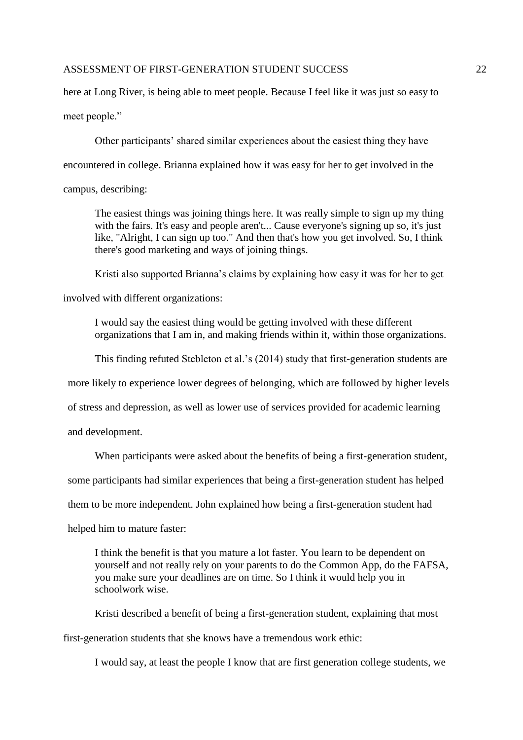here at Long River, is being able to meet people. Because I feel like it was just so easy to meet people."

Other participants' shared similar experiences about the easiest thing they have encountered in college. Brianna explained how it was easy for her to get involved in the campus, describing:

> The easiest things was joining things here. It was really simple to sign up my thing with the fairs. It's easy and people aren't... Cause everyone's signing up so, it's just like, "Alright, I can sign up too." And then that's how you get involved. So, I think there's good marketing and ways of joining things.

Kristi also supported Brianna's claims by explaining how easy it was for her to get involved with different organizations:

> I would say the easiest thing would be getting involved with these different organizations that I am in, and making friends within it, within those organizations.

This finding refuted Stebleton et al.'s (2014) study that first-generation students are more likely to experience lower degrees of belonging, which are followed by higher levels of stress and depression, as well as lower use of services provided for academic learning and development.

When participants were asked about the benefits of being a first-generation student, some participants had similar experiences that being a first-generation student has helped them to be more independent. John explained how being a first-generation student had helped him to mature faster:

> I think the benefit is that you mature a lot faster. You learn to be dependent on yourself and not really rely on your parents to do the Common App, do the FAFSA, you make sure your deadlines are on time. So I think it would help you in schoolwork wise.

Kristi described a benefit of being a first-generation student, explaining that most first-generation students that she knows have a tremendous work ethic:

> I would say, at least the people I know that are first generation college students, we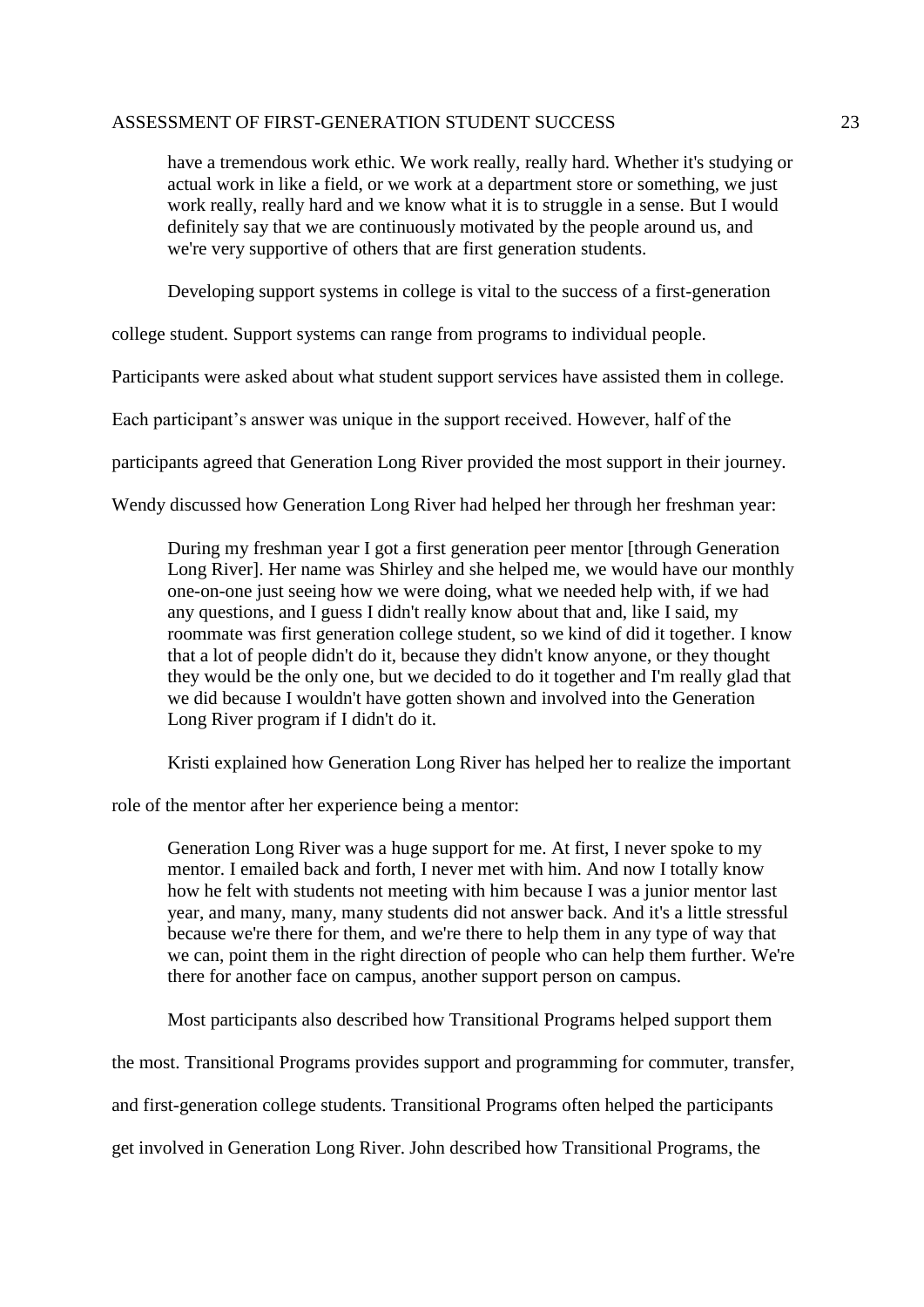> have a tremendous work ethic. We work really, really hard. Whether it's studying or actual work in like a field, or we work at a department store or something, we just work really, really hard and we know what it is to struggle in a sense. But I would definitely say that we are continuously motivated by the people around us, and we're very supportive of others that are first generation students.

Developing support systems in college is vital to the success of a first-generation college student. Support systems can range from programs to individual people. Participants were asked about what student support services have assisted them in college. Each participant's answer was unique in the support received. However, half of the participants agreed that Generation Long River provided the most support in their journey. Wendy discussed how Generation Long River had helped her through her freshman year:

> During my freshman year I got a first generation peer mentor [through Generation Long River]. Her name was Shirley and she helped me, we would have our monthly one-on-one just seeing how we were doing, what we needed help with, if we had any questions, and I guess I didn't really know about that and, like I said, my roommate was first generation college student, so we kind of did it together. I know that a lot of people didn't do it, because they didn't know anyone, or they thought they would be the only one, but we decided to do it together and I'm really glad that we did because I wouldn't have gotten shown and involved into the Generation Long River program if I didn't do it.

Kristi explained how Generation Long River has helped her to realize the important role of the mentor after her experience being a mentor:

> Generation Long River was a huge support for me. At first, I never spoke to my mentor. I emailed back and forth, I never met with him. And now I totally know how he felt with students not meeting with him because I was a junior mentor last year, and many, many, many students did not answer back. And it's a little stressful because we're there for them, and we're there to help them in any type of way that we can, point them in the right direction of people who can help them further. We're there for another face on campus, another support person on campus.

Most participants also described how Transitional Programs helped support them the most. Transitional Programs provides support and programming for commuter, transfer, and first-generation college students. Transitional Programs often helped the participants get involved in Generation Long River. John described how Transitional Programs, the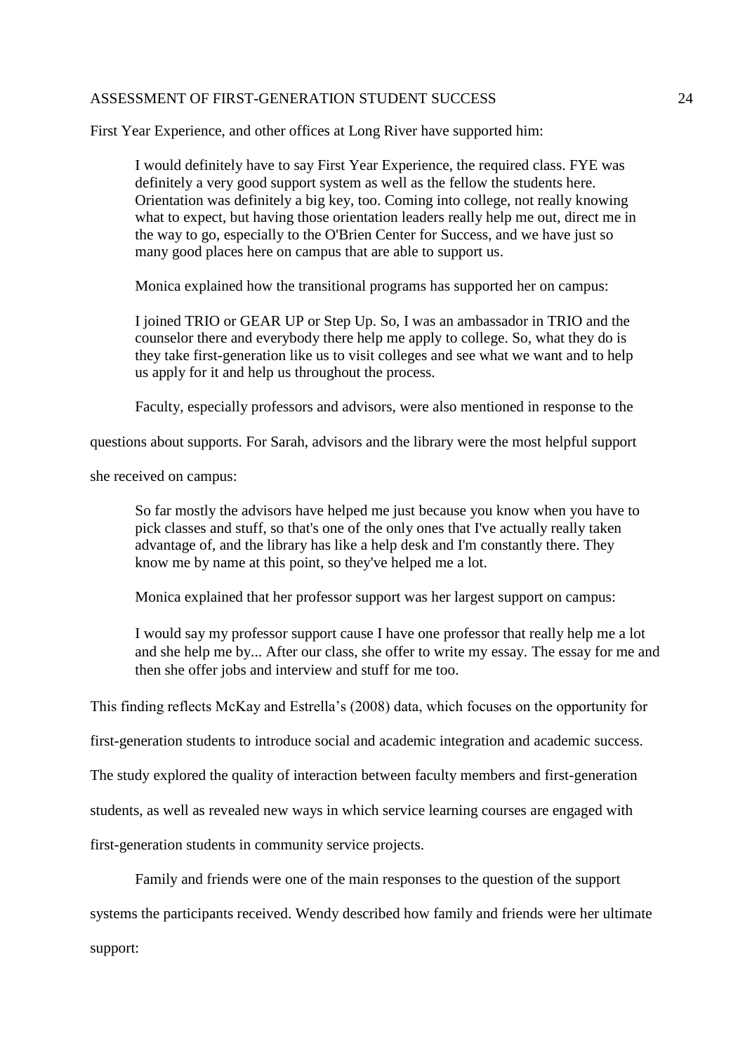First Year Experience, and other offices at Long River have supported him:

> I would definitely have to say First Year Experience, the required class. FYE was definitely a very good support system as well as the fellow the students here. Orientation was definitely a big key, too. Coming into college, not really knowing what to expect, but having those orientation leaders really help me out, direct me in the way to go, especially to the O'Brien Center for Success, and we have just so many good places here on campus that are able to support us.
>
> Monica explained how the transitional programs has supported her on campus:
>
> I joined TRIO or GEAR UP or Step Up. So, I was an ambassador in TRIO and the counselor there and everybody there help me apply to college. So, what they do is they take first-generation like us to visit colleges and see what we want and to help us apply for it and help us throughout the process.

Faculty, especially professors and advisors, were also mentioned in response to the questions about supports. For Sarah, advisors and the library were the most helpful support she received on campus:

> So far mostly the advisors have helped me just because you know when you have to pick classes and stuff, so that's one of the only ones that I've actually really taken advantage of, and the library has like a help desk and I'm constantly there. They know me by name at this point, so they've helped me a lot.
>
> Monica explained that her professor support was her largest support on campus:
>
> I would say my professor support cause I have one professor that really help me a lot and she help me by... After our class, she offer to write my essay. The essay for me and then she offer jobs and interview and stuff for me too.

This finding reflects McKay and Estrella's (2008) data, which focuses on the opportunity for first-generation students to introduce social and academic integration and academic success. The study explored the quality of interaction between faculty members and first-generation students, as well as revealed new ways in which service learning courses are engaged with first-generation students in community service projects.

Family and friends were one of the main responses to the question of the support systems the participants received. Wendy described how family and friends were her ultimate support: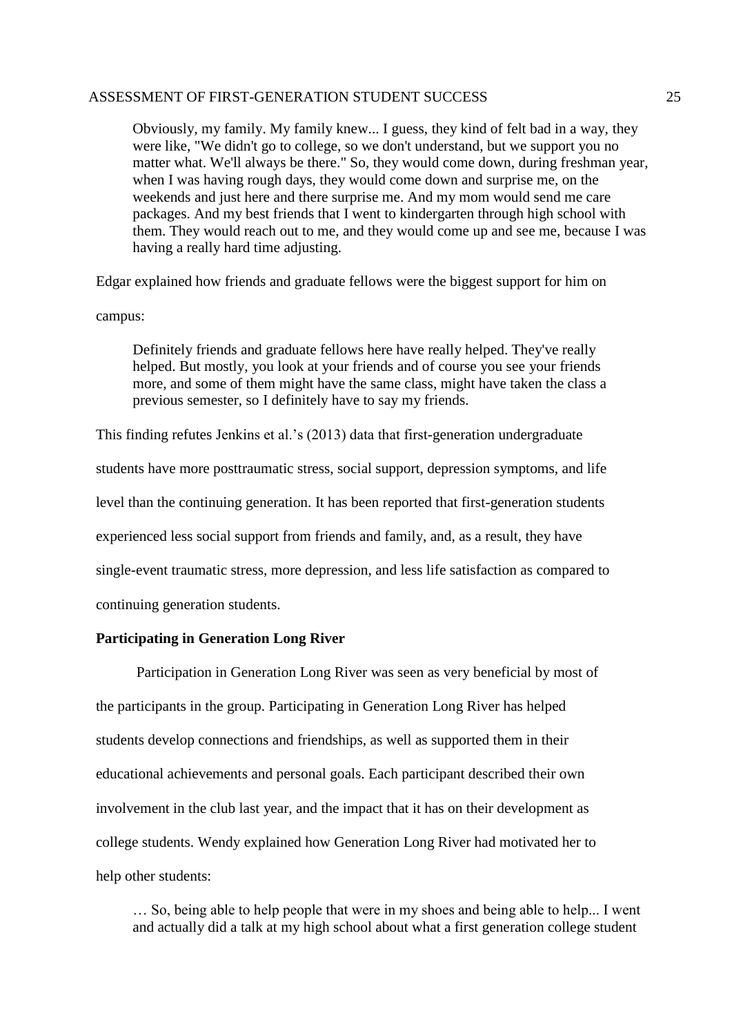> Obviously, my family. My family knew... I guess, they kind of felt bad in a way, they were like, "We didn't go to college, so we don't understand, but we support you no matter what. We'll always be there." So, they would come down, during freshman year, when I was having rough days, they would come down and surprise me, on the weekends and just here and there surprise me. And my mom would send me care packages. And my best friends that I went to kindergarten through high school with them. They would reach out to me, and they would come up and see me, because I was having a really hard time adjusting.

Edgar explained how friends and graduate fellows were the biggest support for him on campus:

> Definitely friends and graduate fellows here have really helped. They've really helped. But mostly, you look at your friends and of course you see your friends more, and some of them might have the same class, might have taken the class a previous semester, so I definitely have to say my friends.

This finding refutes Jenkins et al.'s (2013) data that first-generation undergraduate students have more posttraumatic stress, social support, depression symptoms, and life level than the continuing generation. It has been reported that first-generation students experienced less social support from friends and family, and, as a result, they have single-event traumatic stress, more depression, and less life satisfaction as compared to continuing generation students.

**Participating in Generation Long River**

Participation in Generation Long River was seen as very beneficial by most of the participants in the group. Participating in Generation Long River has helped students develop connections and friendships, as well as supported them in their educational achievements and personal goals. Each participant described their own involvement in the club last year, and the impact that it has on their development as college students. Wendy explained how Generation Long River had motivated her to help other students:

> … So, being able to help people that were in my shoes and being able to help... I went and actually did a talk at my high school about what a first generation college student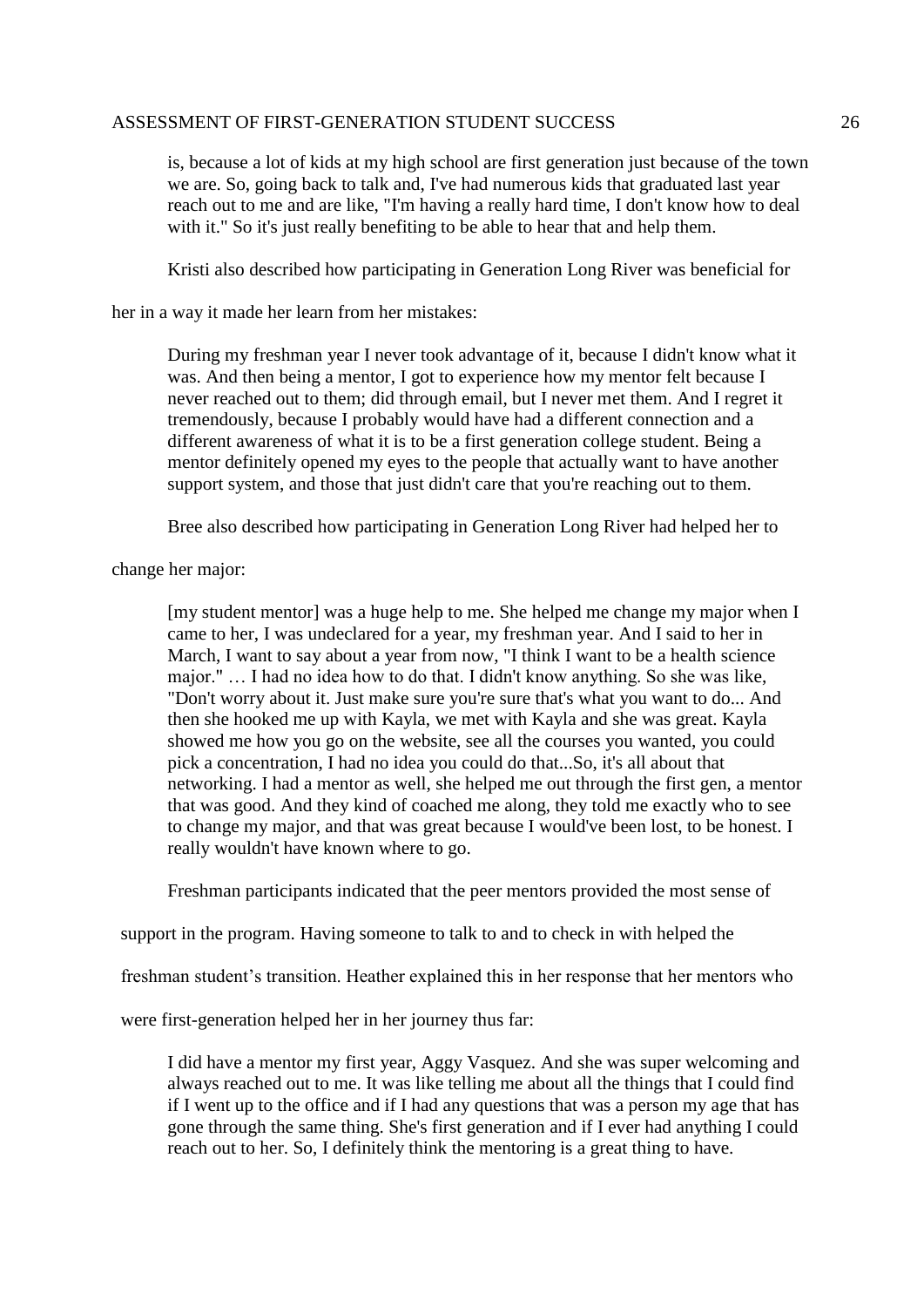> is, because a lot of kids at my high school are first generation just because of the town we are. So, going back to talk and, I've had numerous kids that graduated last year reach out to me and are like, "I'm having a really hard time, I don't know how to deal with it." So it's just really benefiting to be able to hear that and help them.

Kristi also described how participating in Generation Long River was beneficial for her in a way it made her learn from her mistakes:

> During my freshman year I never took advantage of it, because I didn't know what it was. And then being a mentor, I got to experience how my mentor felt because I never reached out to them; did through email, but I never met them. And I regret it tremendously, because I probably would have had a different connection and a different awareness of what it is to be a first generation college student. Being a mentor definitely opened my eyes to the people that actually want to have another support system, and those that just didn't care that you're reaching out to them.

Bree also described how participating in Generation Long River had helped her to change her major:

> [my student mentor] was a huge help to me. She helped me change my major when I came to her, I was undeclared for a year, my freshman year. And I said to her in March, I want to say about a year from now, "I think I want to be a health science major." … I had no idea how to do that. I didn't know anything. So she was like, "Don't worry about it. Just make sure you're sure that's what you want to do... And then she hooked me up with Kayla, we met with Kayla and she was great. Kayla showed me how you go on the website, see all the courses you wanted, you could pick a concentration, I had no idea you could do that...So, it's all about that networking. I had a mentor as well, she helped me out through the first gen, a mentor that was good. And they kind of coached me along, they told me exactly who to see to change my major, and that was great because I would've been lost, to be honest. I really wouldn't have known where to go.

Freshman participants indicated that the peer mentors provided the most sense of support in the program. Having someone to talk to and to check in with helped the freshman student's transition. Heather explained this in her response that her mentors who were first-generation helped her in her journey thus far:

> I did have a mentor my first year, Aggy Vasquez. And she was super welcoming and always reached out to me. It was like telling me about all the things that I could find if I went up to the office and if I had any questions that was a person my age that has gone through the same thing. She's first generation and if I ever had anything I could reach out to her. So, I definitely think the mentoring is a great thing to have.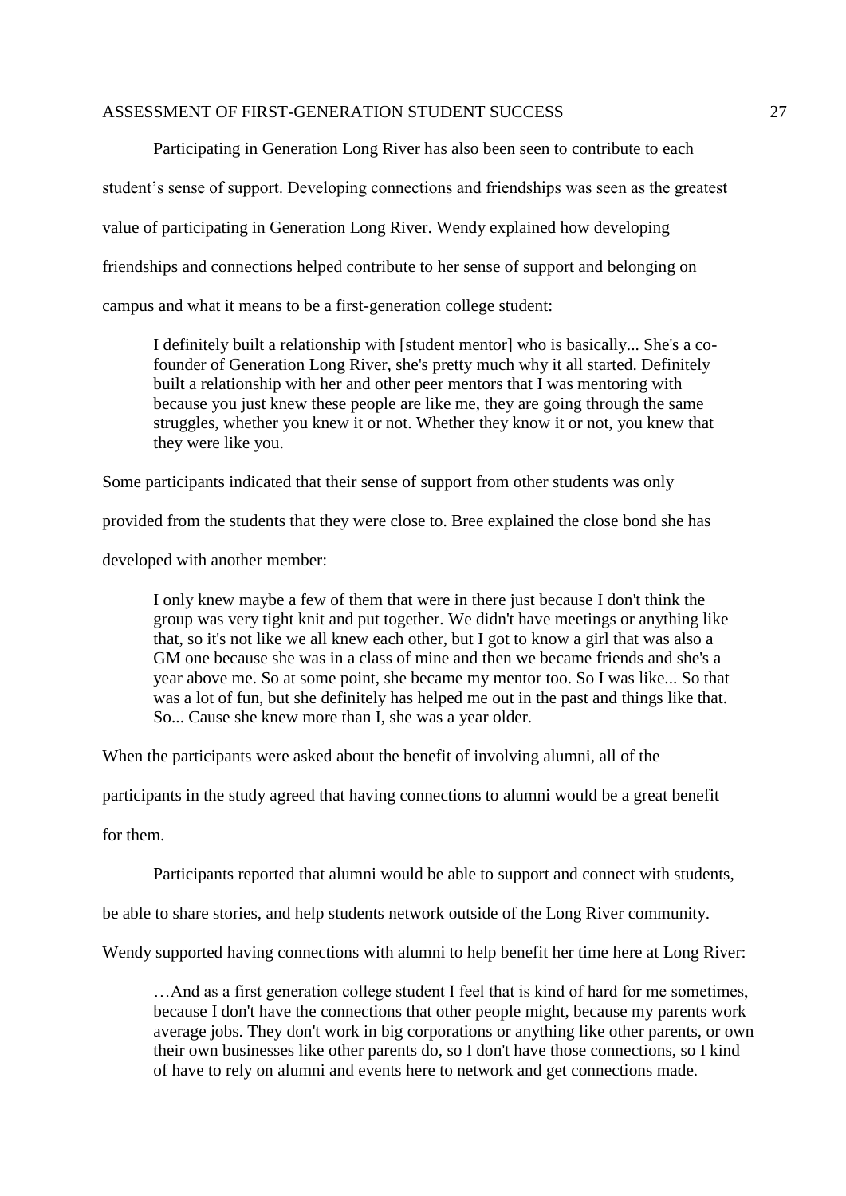Participating in Generation Long River has also been seen to contribute to each student's sense of support. Developing connections and friendships was seen as the greatest value of participating in Generation Long River. Wendy explained how developing friendships and connections helped contribute to her sense of support and belonging on campus and what it means to be a first-generation college student:

> I definitely built a relationship with [student mentor] who is basically... She's a co-founder of Generation Long River, she's pretty much why it all started. Definitely built a relationship with her and other peer mentors that I was mentoring with because you just knew these people are like me, they are going through the same struggles, whether you knew it or not. Whether they know it or not, you knew that they were like you.

Some participants indicated that their sense of support from other students was only provided from the students that they were close to. Bree explained the close bond she has developed with another member:

> I only knew maybe a few of them that were in there just because I don't think the group was very tight knit and put together. We didn't have meetings or anything like that, so it's not like we all knew each other, but I got to know a girl that was also a GM one because she was in a class of mine and then we became friends and she's a year above me. So at some point, she became my mentor too. So I was like... So that was a lot of fun, but she definitely has helped me out in the past and things like that. So... Cause she knew more than I, she was a year older.

When the participants were asked about the benefit of involving alumni, all of the participants in the study agreed that having connections to alumni would be a great benefit for them.

Participants reported that alumni would be able to support and connect with students, be able to share stories, and help students network outside of the Long River community. Wendy supported having connections with alumni to help benefit her time here at Long River:

> …And as a first generation college student I feel that is kind of hard for me sometimes, because I don't have the connections that other people might, because my parents work average jobs. They don't work in big corporations or anything like other parents, or own their own businesses like other parents do, so I don't have those connections, so I kind of have to rely on alumni and events here to network and get connections made.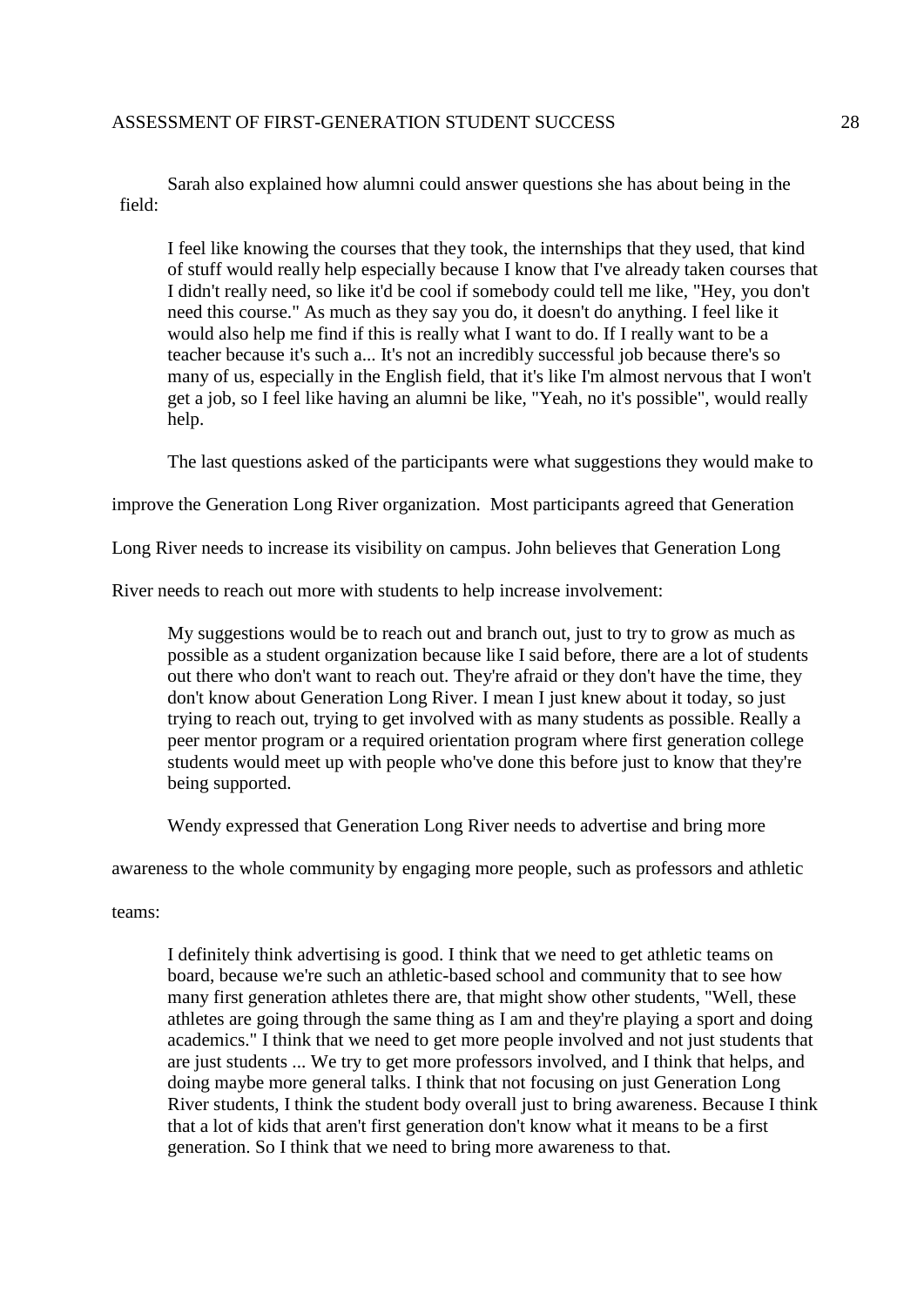Sarah also explained how alumni could answer questions she has about being in the field:

> I feel like knowing the courses that they took, the internships that they used, that kind of stuff would really help especially because I know that I've already taken courses that I didn't really need, so like it'd be cool if somebody could tell me like, "Hey, you don't need this course." As much as they say you do, it doesn't do anything. I feel like it would also help me find if this is really what I want to do. If I really want to be a teacher because it's such a... It's not an incredibly successful job because there's so many of us, especially in the English field, that it's like I'm almost nervous that I won't get a job, so I feel like having an alumni be like, "Yeah, no it's possible", would really help.

The last questions asked of the participants were what suggestions they would make to improve the Generation Long River organization. Most participants agreed that Generation Long River needs to increase its visibility on campus. John believes that Generation Long River needs to reach out more with students to help increase involvement:

> My suggestions would be to reach out and branch out, just to try to grow as much as possible as a student organization because like I said before, there are a lot of students out there who don't want to reach out. They're afraid or they don't have the time, they don't know about Generation Long River. I mean I just knew about it today, so just trying to reach out, trying to get involved with as many students as possible. Really a peer mentor program or a required orientation program where first generation college students would meet up with people who've done this before just to know that they're being supported.

Wendy expressed that Generation Long River needs to advertise and bring more awareness to the whole community by engaging more people, such as professors and athletic teams:

> I definitely think advertising is good. I think that we need to get athletic teams on board, because we're such an athletic-based school and community that to see how many first generation athletes there are, that might show other students, "Well, these athletes are going through the same thing as I am and they're playing a sport and doing academics." I think that we need to get more people involved and not just students that are just students ... We try to get more professors involved, and I think that helps, and doing maybe more general talks. I think that not focusing on just Generation Long River students, I think the student body overall just to bring awareness. Because I think that a lot of kids that aren't first generation don't know what it means to be a first generation. So I think that we need to bring more awareness to that.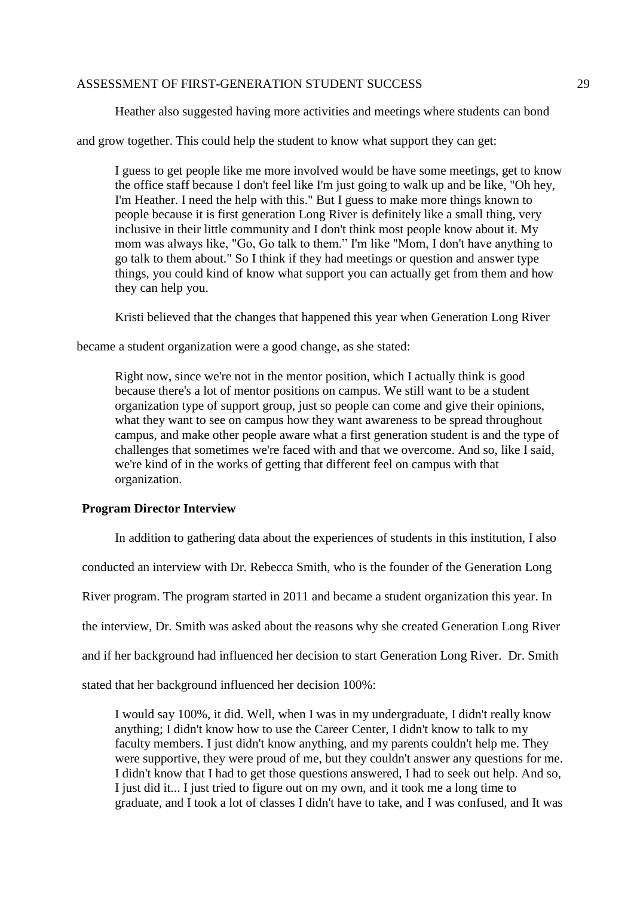Heather also suggested having more activities and meetings where students can bond and grow together. This could help the student to know what support they can get:

> I guess to get people like me more involved would be have some meetings, get to know the office staff because I don't feel like I'm just going to walk up and be like, "Oh hey, I'm Heather. I need the help with this." But I guess to make more things known to people because it is first generation Long River is definitely like a small thing, very inclusive in their little community and I don't think most people know about it. My mom was always like, "Go, Go talk to them." I'm like "Mom, I don't have anything to go talk to them about." So I think if they had meetings or question and answer type things, you could kind of know what support you can actually get from them and how they can help you.

Kristi believed that the changes that happened this year when Generation Long River became a student organization were a good change, as she stated:

> Right now, since we're not in the mentor position, which I actually think is good because there's a lot of mentor positions on campus. We still want to be a student organization type of support group, just so people can come and give their opinions, what they want to see on campus how they want awareness to be spread throughout campus, and make other people aware what a first generation student is and the type of challenges that sometimes we're faced with and that we overcome. And so, like I said, we're kind of in the works of getting that different feel on campus with that organization.

**Program Director Interview**

In addition to gathering data about the experiences of students in this institution, I also conducted an interview with Dr. Rebecca Smith, who is the founder of the Generation Long River program. The program started in 2011 and became a student organization this year. In the interview, Dr. Smith was asked about the reasons why she created Generation Long River and if her background had influenced her decision to start Generation Long River. Dr. Smith stated that her background influenced her decision 100%:

> I would say 100%, it did. Well, when I was in my undergraduate, I didn't really know anything; I didn't know how to use the Career Center, I didn't know to talk to my faculty members. I just didn't know anything, and my parents couldn't help me. They were supportive, they were proud of me, but they couldn't answer any questions for me. I didn't know that I had to get those questions answered, I had to seek out help. And so, I just did it... I just tried to figure out on my own, and it took me a long time to graduate, and I took a lot of classes I didn't have to take, and I was confused, and It was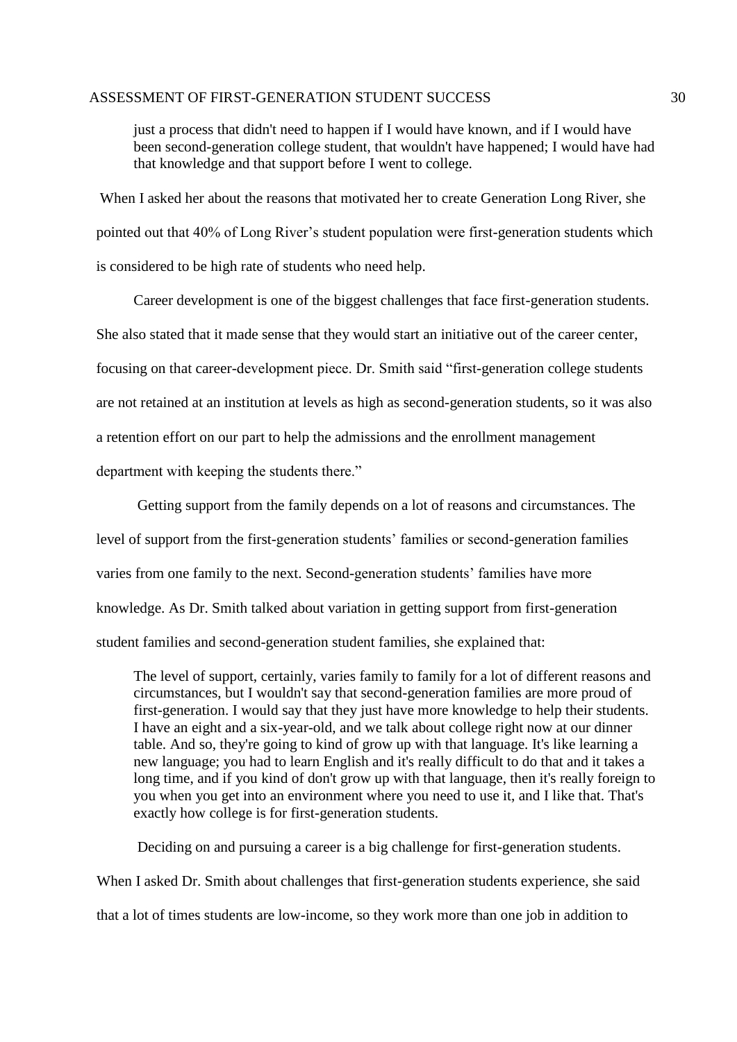> just a process that didn't need to happen if I would have known, and if I would have been second-generation college student, that wouldn't have happened; I would have had that knowledge and that support before I went to college.

When I asked her about the reasons that motivated her to create Generation Long River, she pointed out that 40% of Long River's student population were first-generation students which is considered to be high rate of students who need help.

Career development is one of the biggest challenges that face first-generation students. She also stated that it made sense that they would start an initiative out of the career center, focusing on that career-development piece. Dr. Smith said "first-generation college students are not retained at an institution at levels as high as second-generation students, so it was also a retention effort on our part to help the admissions and the enrollment management department with keeping the students there."

Getting support from the family depends on a lot of reasons and circumstances. The level of support from the first-generation students' families or second-generation families varies from one family to the next. Second-generation students' families have more knowledge. As Dr. Smith talked about variation in getting support from first-generation student families and second-generation student families, she explained that:

> The level of support, certainly, varies family to family for a lot of different reasons and circumstances, but I wouldn't say that second-generation families are more proud of first-generation. I would say that they just have more knowledge to help their students. I have an eight and a six-year-old, and we talk about college right now at our dinner table. And so, they're going to kind of grow up with that language. It's like learning a new language; you had to learn English and it's really difficult to do that and it takes a long time, and if you kind of don't grow up with that language, then it's really foreign to you when you get into an environment where you need to use it, and I like that. That's exactly how college is for first-generation students.

Deciding on and pursuing a career is a big challenge for first-generation students. When I asked Dr. Smith about challenges that first-generation students experience, she said that a lot of times students are low-income, so they work more than one job in addition to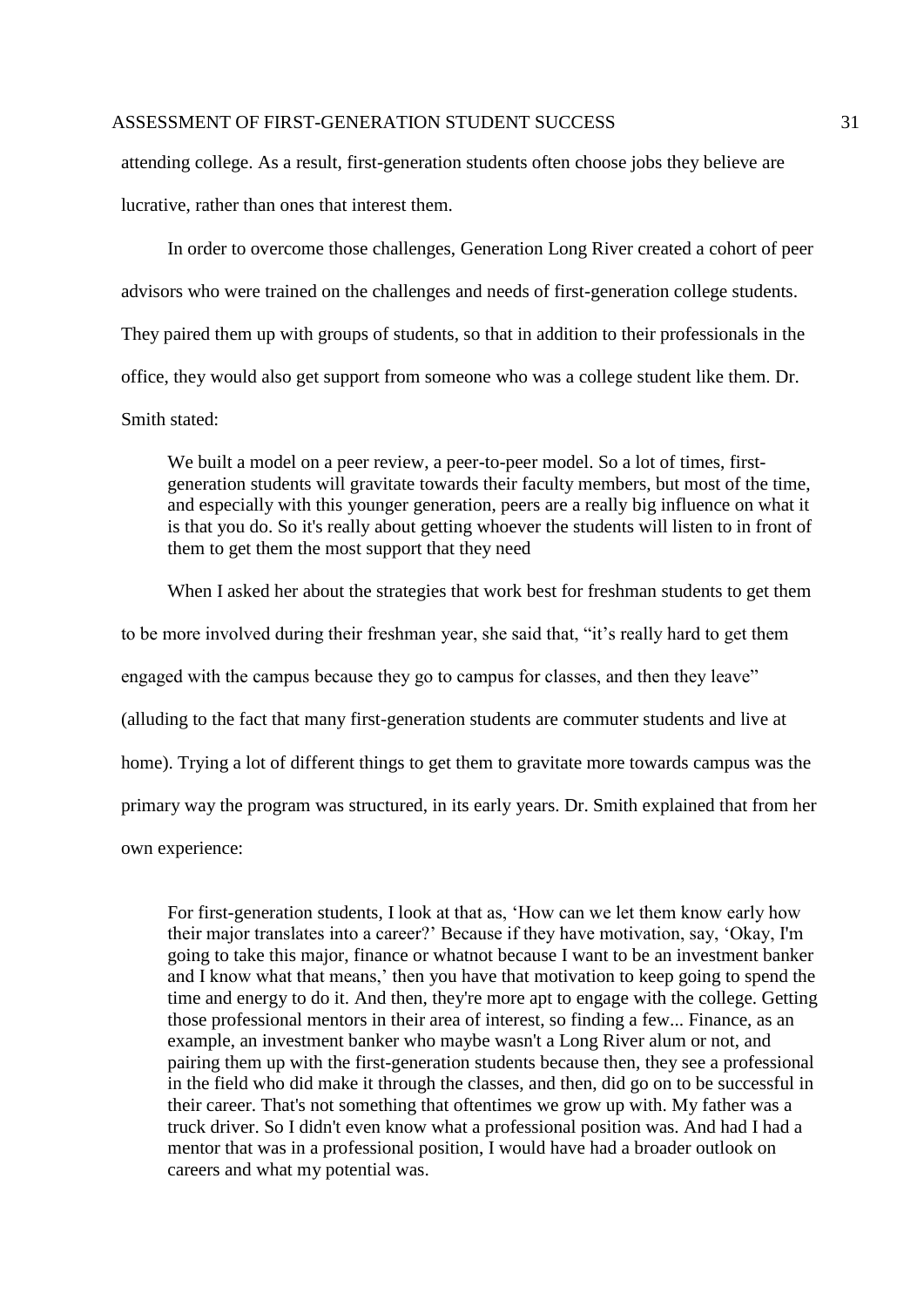attending college. As a result, first-generation students often choose jobs they believe are lucrative, rather than ones that interest them.

In order to overcome those challenges, Generation Long River created a cohort of peer advisors who were trained on the challenges and needs of first-generation college students. They paired them up with groups of students, so that in addition to their professionals in the office, they would also get support from someone who was a college student like them. Dr. Smith stated:

> We built a model on a peer review, a peer-to-peer model. So a lot of times, first-generation students will gravitate towards their faculty members, but most of the time, and especially with this younger generation, peers are a really big influence on what it is that you do. So it's really about getting whoever the students will listen to in front of them to get them the most support that they need

When I asked her about the strategies that work best for freshman students to get them to be more involved during their freshman year, she said that, "it's really hard to get them engaged with the campus because they go to campus for classes, and then they leave" (alluding to the fact that many first-generation students are commuter students and live at home). Trying a lot of different things to get them to gravitate more towards campus was the primary way the program was structured, in its early years. Dr. Smith explained that from her own experience:

> For first-generation students, I look at that as, 'How can we let them know early how their major translates into a career?' Because if they have motivation, say, 'Okay, I'm going to take this major, finance or whatnot because I want to be an investment banker and I know what that means,' then you have that motivation to keep going to spend the time and energy to do it. And then, they're more apt to engage with the college. Getting those professional mentors in their area of interest, so finding a few... Finance, as an example, an investment banker who maybe wasn't a Long River alum or not, and pairing them up with the first-generation students because then, they see a professional in the field who did make it through the classes, and then, did go on to be successful in their career. That's not something that oftentimes we grow up with. My father was a truck driver. So I didn't even know what a professional position was. And had I had a mentor that was in a professional position, I would have had a broader outlook on careers and what my potential was.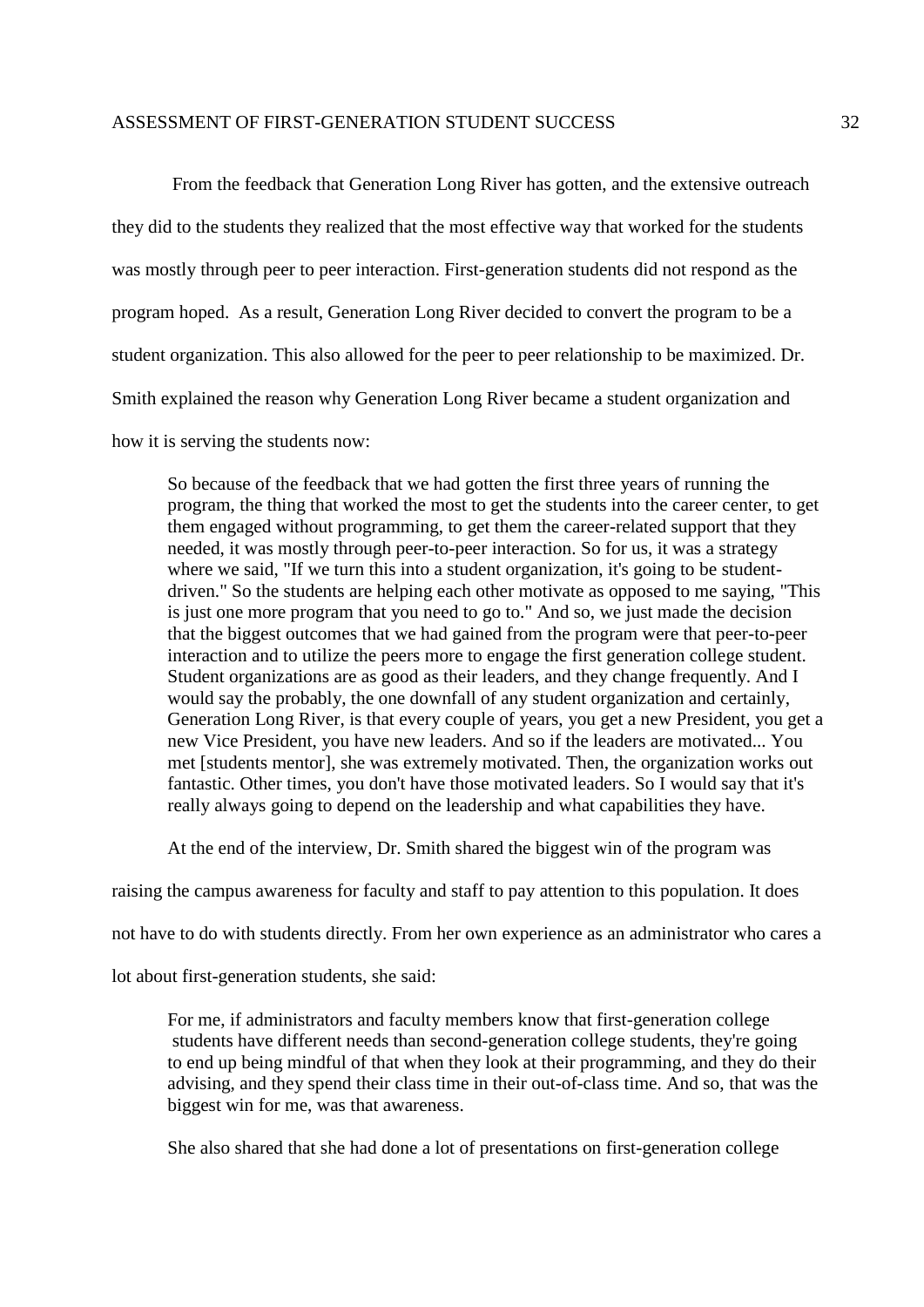From the feedback that Generation Long River has gotten, and the extensive outreach they did to the students they realized that the most effective way that worked for the students was mostly through peer to peer interaction. First-generation students did not respond as the program hoped. As a result, Generation Long River decided to convert the program to be a student organization. This also allowed for the peer to peer relationship to be maximized. Dr. Smith explained the reason why Generation Long River became a student organization and how it is serving the students now:

> So because of the feedback that we had gotten the first three years of running the program, the thing that worked the most to get the students into the career center, to get them engaged without programming, to get them the career-related support that they needed, it was mostly through peer-to-peer interaction. So for us, it was a strategy where we said, "If we turn this into a student organization, it's going to be student-driven." So the students are helping each other motivate as opposed to me saying, "This is just one more program that you need to go to." And so, we just made the decision that the biggest outcomes that we had gained from the program were that peer-to-peer interaction and to utilize the peers more to engage the first generation college student. Student organizations are as good as their leaders, and they change frequently. And I would say the probably, the one downfall of any student organization and certainly, Generation Long River, is that every couple of years, you get a new President, you get a new Vice President, you have new leaders. And so if the leaders are motivated... You met [students mentor], she was extremely motivated. Then, the organization works out fantastic. Other times, you don't have those motivated leaders. So I would say that it's really always going to depend on the leadership and what capabilities they have.

At the end of the interview, Dr. Smith shared the biggest win of the program was raising the campus awareness for faculty and staff to pay attention to this population. It does not have to do with students directly. From her own experience as an administrator who cares a lot about first-generation students, she said:

> For me, if administrators and faculty members know that first-generation college students have different needs than second-generation college students, they're going to end up being mindful of that when they look at their programming, and they do their advising, and they spend their class time in their out-of-class time. And so, that was the biggest win for me, was that awareness.

She also shared that she had done a lot of presentations on first-generation college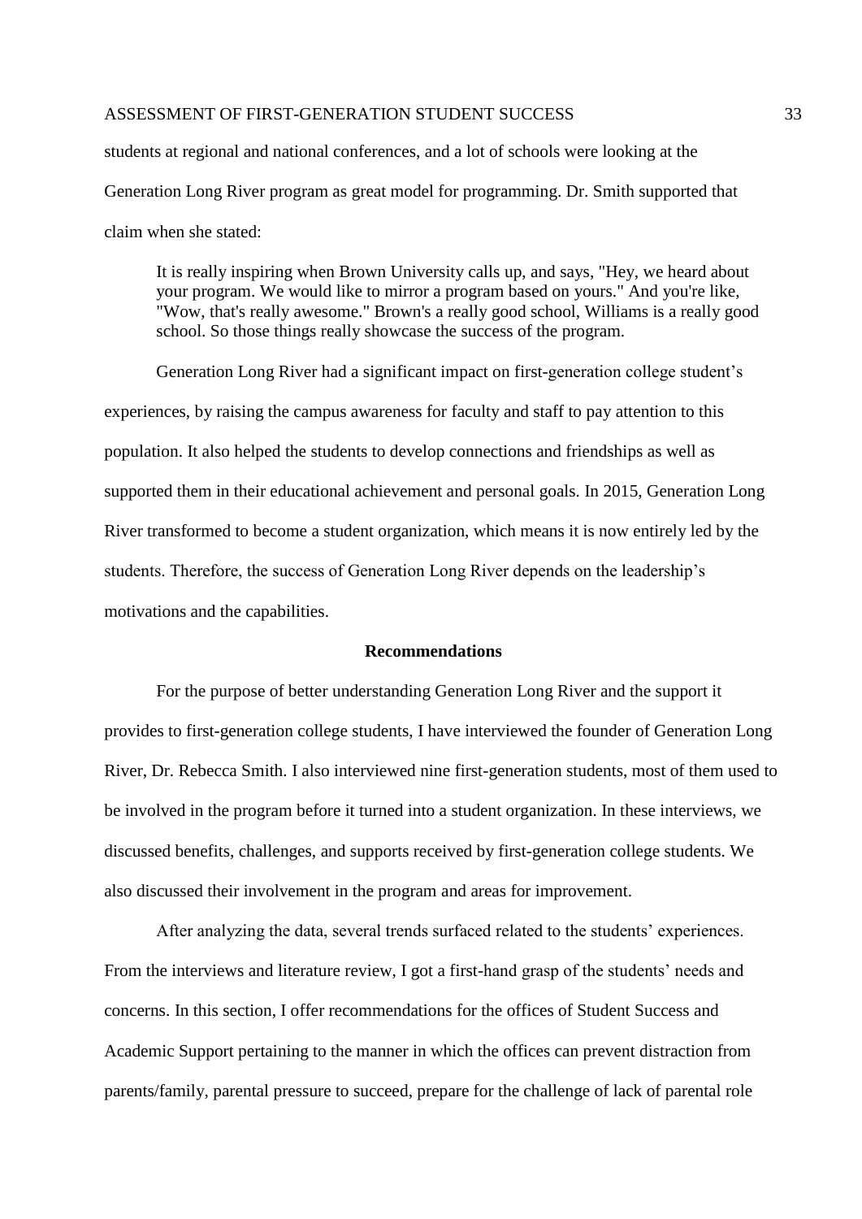students at regional and national conferences, and a lot of schools were looking at the Generation Long River program as great model for programming. Dr. Smith supported that claim when she stated:

> It is really inspiring when Brown University calls up, and says, "Hey, we heard about your program. We would like to mirror a program based on yours." And you're like, "Wow, that's really awesome." Brown's a really good school, Williams is a really good school. So those things really showcase the success of the program.

Generation Long River had a significant impact on first-generation college student's experiences, by raising the campus awareness for faculty and staff to pay attention to this population. It also helped the students to develop connections and friendships as well as supported them in their educational achievement and personal goals. In 2015, Generation Long River transformed to become a student organization, which means it is now entirely led by the students. Therefore, the success of Generation Long River depends on the leadership's motivations and the capabilities.

## Recommendations

For the purpose of better understanding Generation Long River and the support it provides to first-generation college students, I have interviewed the founder of Generation Long River, Dr. Rebecca Smith. I also interviewed nine first-generation students, most of them used to be involved in the program before it turned into a student organization. In these interviews, we discussed benefits, challenges, and supports received by first-generation college students. We also discussed their involvement in the program and areas for improvement.

After analyzing the data, several trends surfaced related to the students' experiences. From the interviews and literature review, I got a first-hand grasp of the students' needs and concerns. In this section, I offer recommendations for the offices of Student Success and Academic Support pertaining to the manner in which the offices can prevent distraction from parents/family, parental pressure to succeed, prepare for the challenge of lack of parental role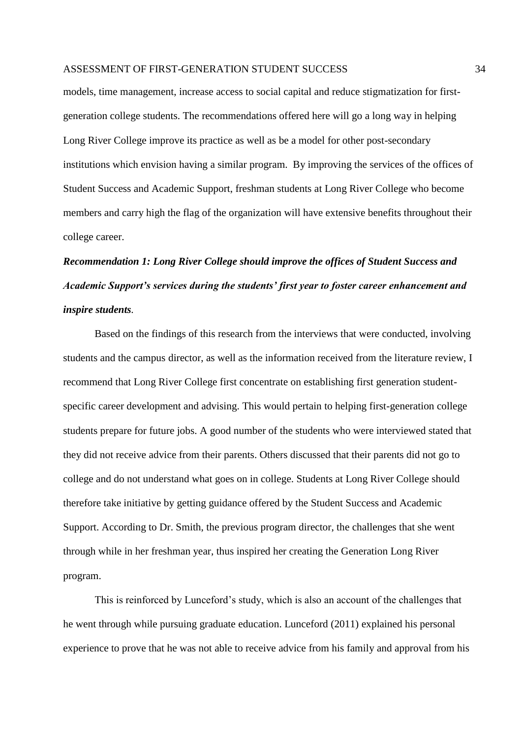models, time management, increase access to social capital and reduce stigmatization for first-generation college students. The recommendations offered here will go a long way in helping Long River College improve its practice as well as be a model for other post-secondary institutions which envision having a similar program. By improving the services of the offices of Student Success and Academic Support, freshman students at Long River College who become members and carry high the flag of the organization will have extensive benefits throughout their college career.

***Recommendation 1: Long River College should improve the offices of Student Success and Academic Support's services during the students' first year to foster career enhancement and inspire students*.**

Based on the findings of this research from the interviews that were conducted, involving students and the campus director, as well as the information received from the literature review, I recommend that Long River College first concentrate on establishing first generation student-specific career development and advising. This would pertain to helping first-generation college students prepare for future jobs. A good number of the students who were interviewed stated that they did not receive advice from their parents. Others discussed that their parents did not go to college and do not understand what goes on in college. Students at Long River College should therefore take initiative by getting guidance offered by the Student Success and Academic Support. According to Dr. Smith, the previous program director, the challenges that she went through while in her freshman year, thus inspired her creating the Generation Long River program.

This is reinforced by Lunceford's study, which is also an account of the challenges that he went through while pursuing graduate education. Lunceford (2011) explained his personal experience to prove that he was not able to receive advice from his family and approval from his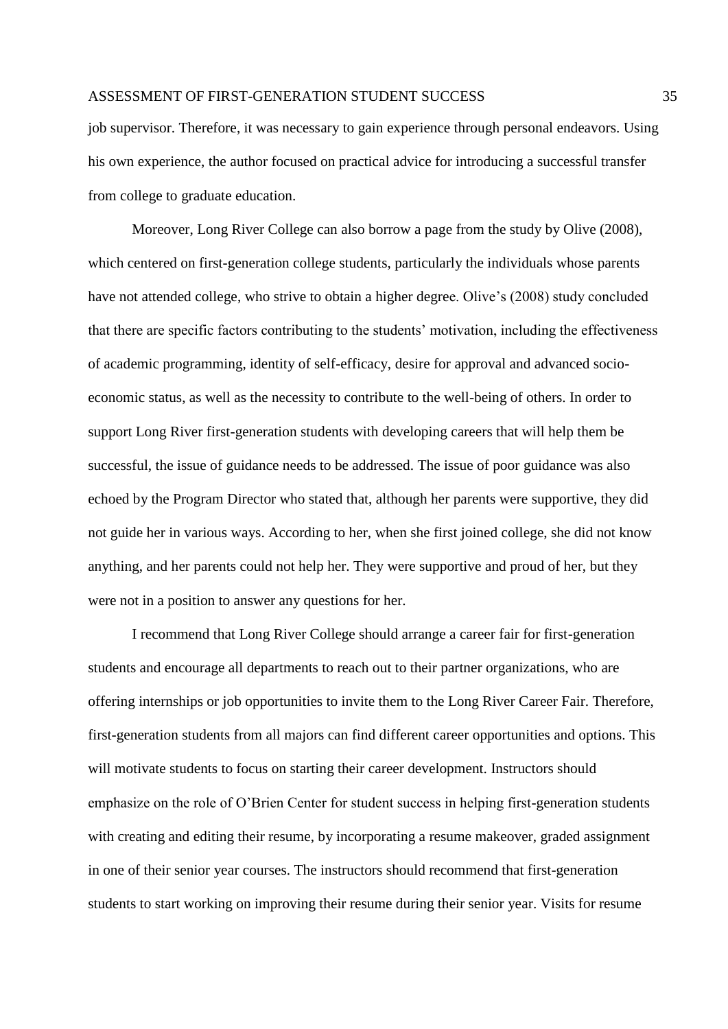job supervisor. Therefore, it was necessary to gain experience through personal endeavors. Using his own experience, the author focused on practical advice for introducing a successful transfer from college to graduate education.

Moreover, Long River College can also borrow a page from the study by Olive (2008), which centered on first-generation college students, particularly the individuals whose parents have not attended college, who strive to obtain a higher degree. Olive's (2008) study concluded that there are specific factors contributing to the students' motivation, including the effectiveness of academic programming, identity of self-efficacy, desire for approval and advanced socio-economic status, as well as the necessity to contribute to the well-being of others. In order to support Long River first-generation students with developing careers that will help them be successful, the issue of guidance needs to be addressed. The issue of poor guidance was also echoed by the Program Director who stated that, although her parents were supportive, they did not guide her in various ways. According to her, when she first joined college, she did not know anything, and her parents could not help her. They were supportive and proud of her, but they were not in a position to answer any questions for her.

I recommend that Long River College should arrange a career fair for first-generation students and encourage all departments to reach out to their partner organizations, who are offering internships or job opportunities to invite them to the Long River Career Fair. Therefore, first-generation students from all majors can find different career opportunities and options. This will motivate students to focus on starting their career development. Instructors should emphasize on the role of O'Brien Center for student success in helping first-generation students with creating and editing their resume, by incorporating a resume makeover, graded assignment in one of their senior year courses. The instructors should recommend that first-generation students to start working on improving their resume during their senior year. Visits for resume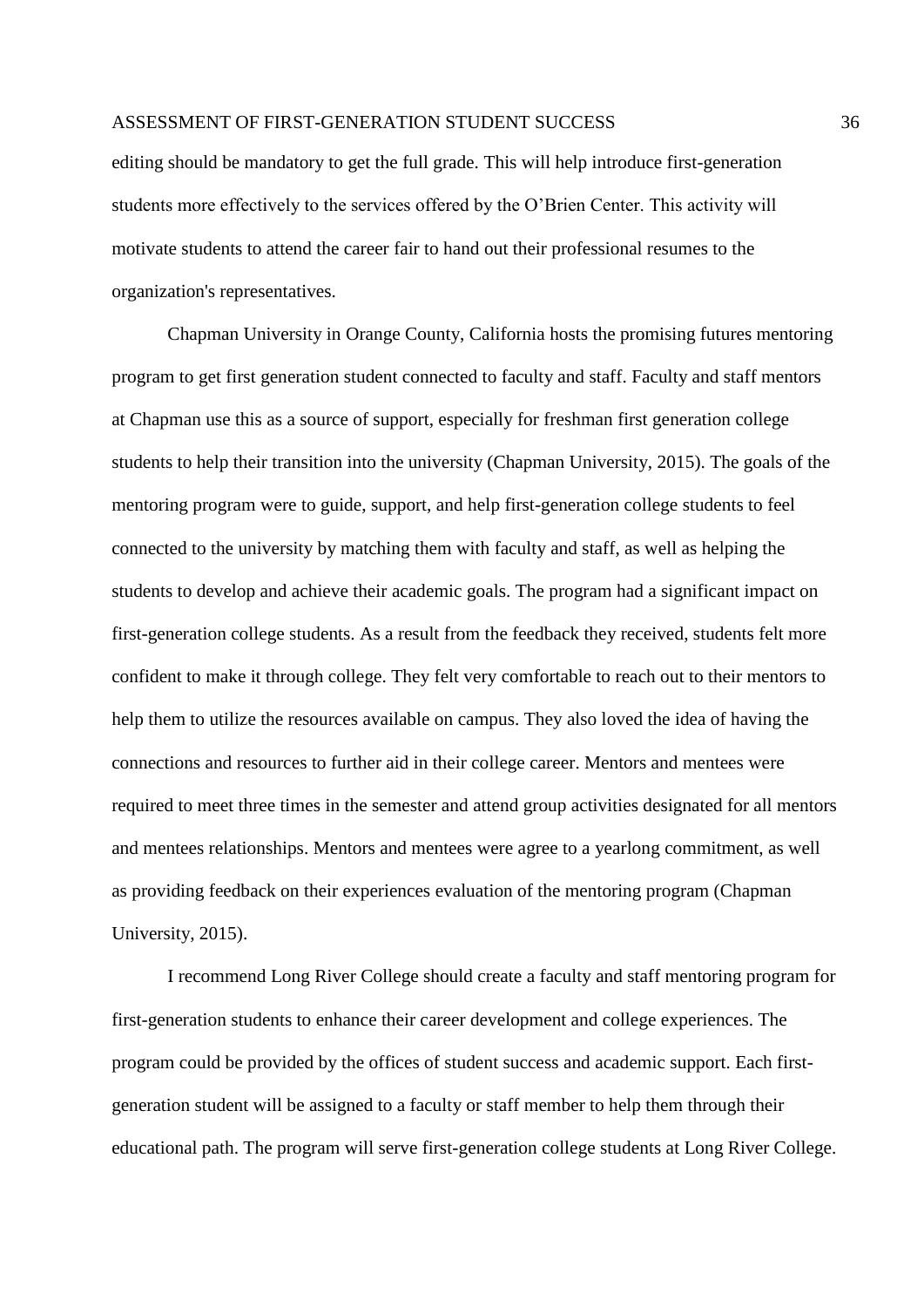editing should be mandatory to get the full grade. This will help introduce first-generation students more effectively to the services offered by the O'Brien Center. This activity will motivate students to attend the career fair to hand out their professional resumes to the organization's representatives.

Chapman University in Orange County, California hosts the promising futures mentoring program to get first generation student connected to faculty and staff. Faculty and staff mentors at Chapman use this as a source of support, especially for freshman first generation college students to help their transition into the university (Chapman University, 2015). The goals of the mentoring program were to guide, support, and help first-generation college students to feel connected to the university by matching them with faculty and staff, as well as helping the students to develop and achieve their academic goals. The program had a significant impact on first-generation college students. As a result from the feedback they received, students felt more confident to make it through college. They felt very comfortable to reach out to their mentors to help them to utilize the resources available on campus. They also loved the idea of having the connections and resources to further aid in their college career. Mentors and mentees were required to meet three times in the semester and attend group activities designated for all mentors and mentees relationships. Mentors and mentees were agree to a yearlong commitment, as well as providing feedback on their experiences evaluation of the mentoring program (Chapman University, 2015).

I recommend Long River College should create a faculty and staff mentoring program for first-generation students to enhance their career development and college experiences. The program could be provided by the offices of student success and academic support. Each first-generation student will be assigned to a faculty or staff member to help them through their educational path. The program will serve first-generation college students at Long River College.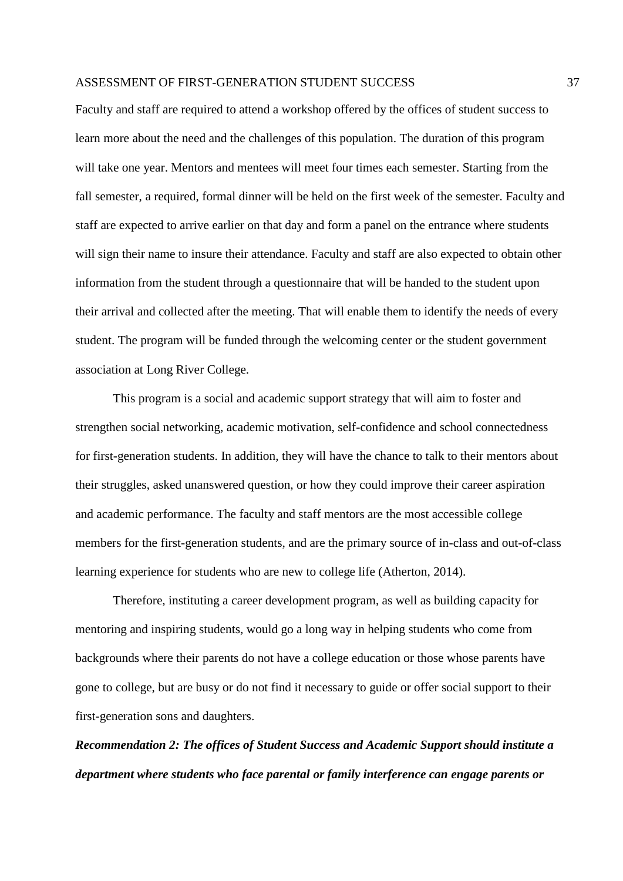Faculty and staff are required to attend a workshop offered by the offices of student success to learn more about the need and the challenges of this population. The duration of this program will take one year. Mentors and mentees will meet four times each semester. Starting from the fall semester, a required, formal dinner will be held on the first week of the semester. Faculty and staff are expected to arrive earlier on that day and form a panel on the entrance where students will sign their name to insure their attendance. Faculty and staff are also expected to obtain other information from the student through a questionnaire that will be handed to the student upon their arrival and collected after the meeting. That will enable them to identify the needs of every student. The program will be funded through the welcoming center or the student government association at Long River College.

This program is a social and academic support strategy that will aim to foster and strengthen social networking, academic motivation, self-confidence and school connectedness for first-generation students. In addition, they will have the chance to talk to their mentors about their struggles, asked unanswered question, or how they could improve their career aspiration and academic performance. The faculty and staff mentors are the most accessible college members for the first-generation students, and are the primary source of in-class and out-of-class learning experience for students who are new to college life (Atherton, 2014).

Therefore, instituting a career development program, as well as building capacity for mentoring and inspiring students, would go a long way in helping students who come from backgrounds where their parents do not have a college education or those whose parents have gone to college, but are busy or do not find it necessary to guide or offer social support to their first-generation sons and daughters.

***Recommendation 2: The offices of Student Success and Academic Support should institute a department where students who face parental or family interference can engage parents or***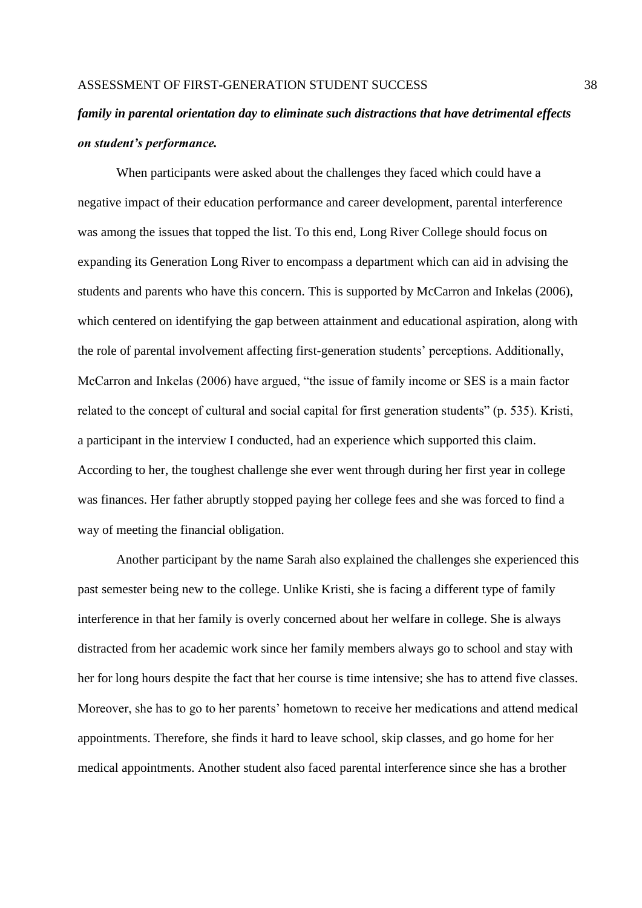***family in parental orientation day to eliminate such distractions that have detrimental effects on student's performance.***

When participants were asked about the challenges they faced which could have a negative impact of their education performance and career development, parental interference was among the issues that topped the list. To this end, Long River College should focus on expanding its Generation Long River to encompass a department which can aid in advising the students and parents who have this concern. This is supported by McCarron and Inkelas (2006), which centered on identifying the gap between attainment and educational aspiration, along with the role of parental involvement affecting first-generation students' perceptions. Additionally, McCarron and Inkelas (2006) have argued, "the issue of family income or SES is a main factor related to the concept of cultural and social capital for first generation students" (p. 535). Kristi, a participant in the interview I conducted, had an experience which supported this claim. According to her, the toughest challenge she ever went through during her first year in college was finances. Her father abruptly stopped paying her college fees and she was forced to find a way of meeting the financial obligation.

Another participant by the name Sarah also explained the challenges she experienced this past semester being new to the college. Unlike Kristi, she is facing a different type of family interference in that her family is overly concerned about her welfare in college. She is always distracted from her academic work since her family members always go to school and stay with her for long hours despite the fact that her course is time intensive; she has to attend five classes. Moreover, she has to go to her parents' hometown to receive her medications and attend medical appointments. Therefore, she finds it hard to leave school, skip classes, and go home for her medical appointments. Another student also faced parental interference since she has a brother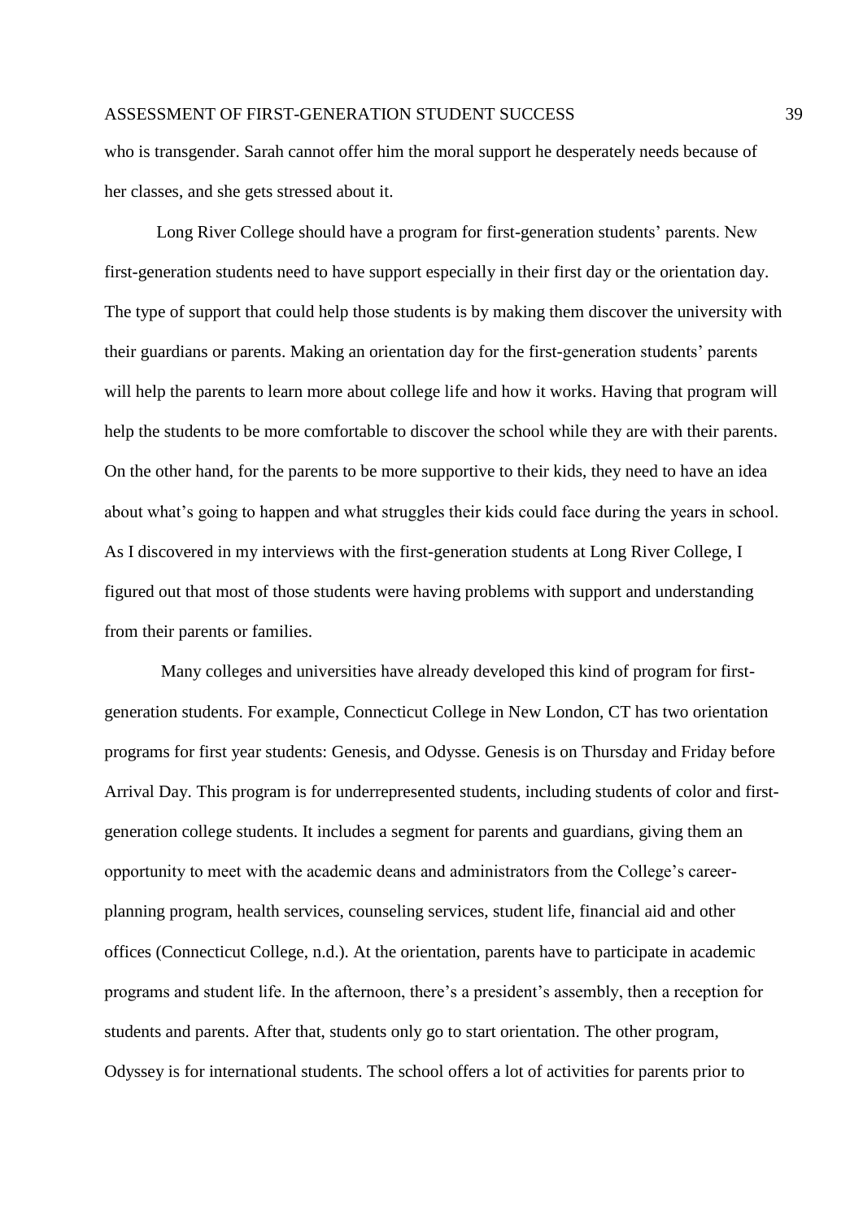who is transgender. Sarah cannot offer him the moral support he desperately needs because of her classes, and she gets stressed about it.

Long River College should have a program for first-generation students' parents. New first-generation students need to have support especially in their first day or the orientation day. The type of support that could help those students is by making them discover the university with their guardians or parents. Making an orientation day for the first-generation students' parents will help the parents to learn more about college life and how it works. Having that program will help the students to be more comfortable to discover the school while they are with their parents. On the other hand, for the parents to be more supportive to their kids, they need to have an idea about what's going to happen and what struggles their kids could face during the years in school. As I discovered in my interviews with the first-generation students at Long River College, I figured out that most of those students were having problems with support and understanding from their parents or families.

Many colleges and universities have already developed this kind of program for first-generation students. For example, Connecticut College in New London, CT has two orientation programs for first year students: Genesis, and Odysse. Genesis is on Thursday and Friday before Arrival Day. This program is for underrepresented students, including students of color and first-generation college students. It includes a segment for parents and guardians, giving them an opportunity to meet with the academic deans and administrators from the College's career-planning program, health services, counseling services, student life, financial aid and other offices (Connecticut College, n.d.). At the orientation, parents have to participate in academic programs and student life. In the afternoon, there's a president's assembly, then a reception for students and parents. After that, students only go to start orientation. The other program, Odyssey is for international students. The school offers a lot of activities for parents prior to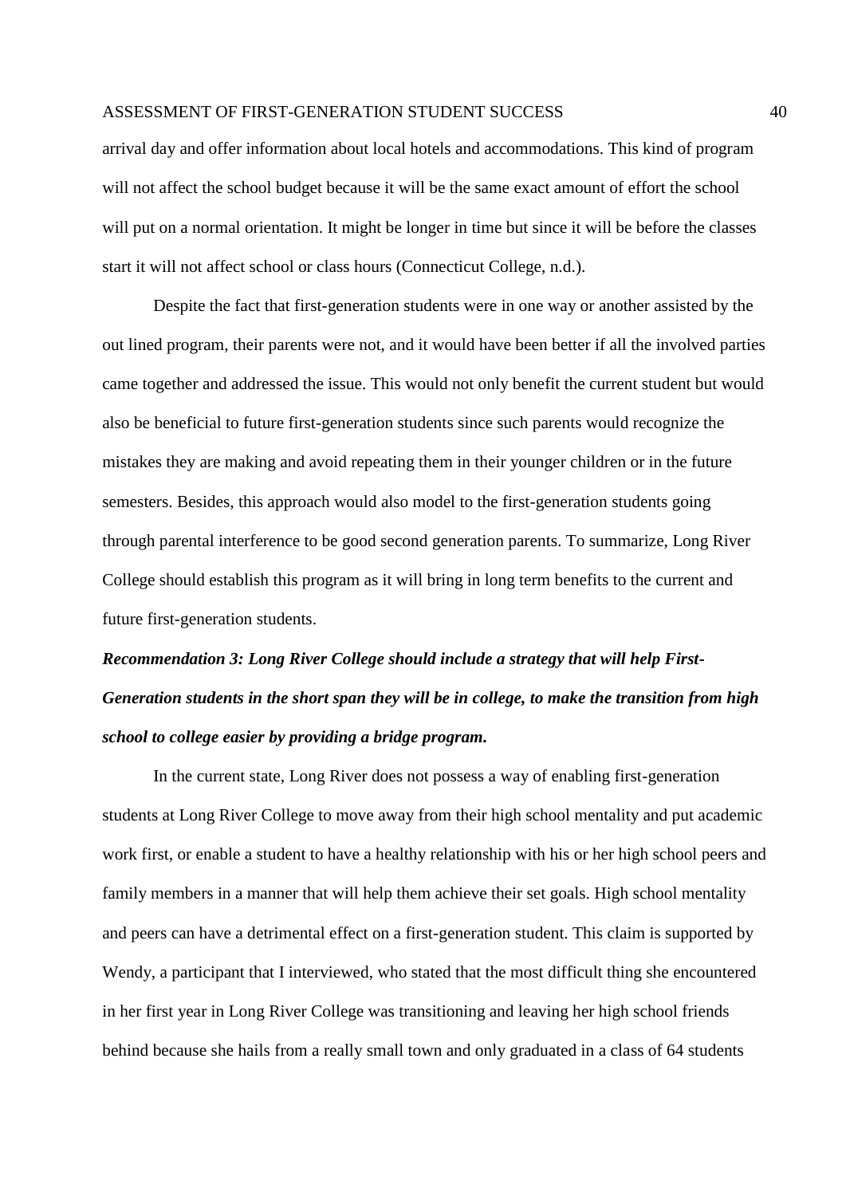arrival day and offer information about local hotels and accommodations. This kind of program will not affect the school budget because it will be the same exact amount of effort the school will put on a normal orientation. It might be longer in time but since it will be before the classes start it will not affect school or class hours (Connecticut College, n.d.).

Despite the fact that first-generation students were in one way or another assisted by the out lined program, their parents were not, and it would have been better if all the involved parties came together and addressed the issue. This would not only benefit the current student but would also be beneficial to future first-generation students since such parents would recognize the mistakes they are making and avoid repeating them in their younger children or in the future semesters. Besides, this approach would also model to the first-generation students going through parental interference to be good second generation parents. To summarize, Long River College should establish this program as it will bring in long term benefits to the current and future first-generation students.

***Recommendation 3: Long River College should include a strategy that will help First-Generation students in the short span they will be in college, to make the transition from high school to college easier by providing a bridge program.***

In the current state, Long River does not possess a way of enabling first-generation students at Long River College to move away from their high school mentality and put academic work first, or enable a student to have a healthy relationship with his or her high school peers and family members in a manner that will help them achieve their set goals. High school mentality and peers can have a detrimental effect on a first-generation student. This claim is supported by Wendy, a participant that I interviewed, who stated that the most difficult thing she encountered in her first year in Long River College was transitioning and leaving her high school friends behind because she hails from a really small town and only graduated in a class of 64 students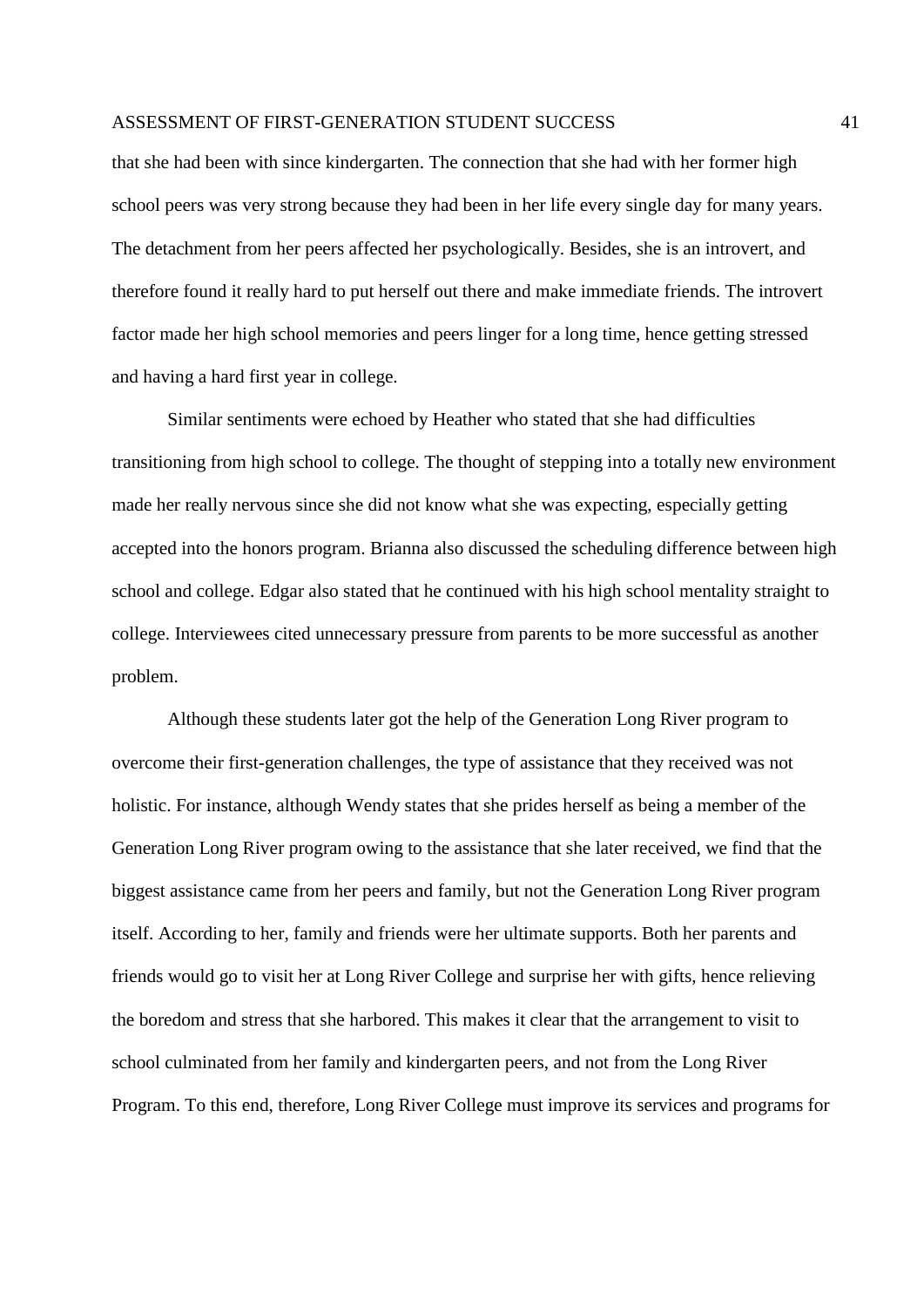that she had been with since kindergarten. The connection that she had with her former high school peers was very strong because they had been in her life every single day for many years. The detachment from her peers affected her psychologically. Besides, she is an introvert, and therefore found it really hard to put herself out there and make immediate friends. The introvert factor made her high school memories and peers linger for a long time, hence getting stressed and having a hard first year in college.

Similar sentiments were echoed by Heather who stated that she had difficulties transitioning from high school to college. The thought of stepping into a totally new environment made her really nervous since she did not know what she was expecting, especially getting accepted into the honors program. Brianna also discussed the scheduling difference between high school and college. Edgar also stated that he continued with his high school mentality straight to college. Interviewees cited unnecessary pressure from parents to be more successful as another problem.

Although these students later got the help of the Generation Long River program to overcome their first-generation challenges, the type of assistance that they received was not holistic. For instance, although Wendy states that she prides herself as being a member of the Generation Long River program owing to the assistance that she later received, we find that the biggest assistance came from her peers and family, but not the Generation Long River program itself. According to her, family and friends were her ultimate supports. Both her parents and friends would go to visit her at Long River College and surprise her with gifts, hence relieving the boredom and stress that she harbored. This makes it clear that the arrangement to visit to school culminated from her family and kindergarten peers, and not from the Long River Program. To this end, therefore, Long River College must improve its services and programs for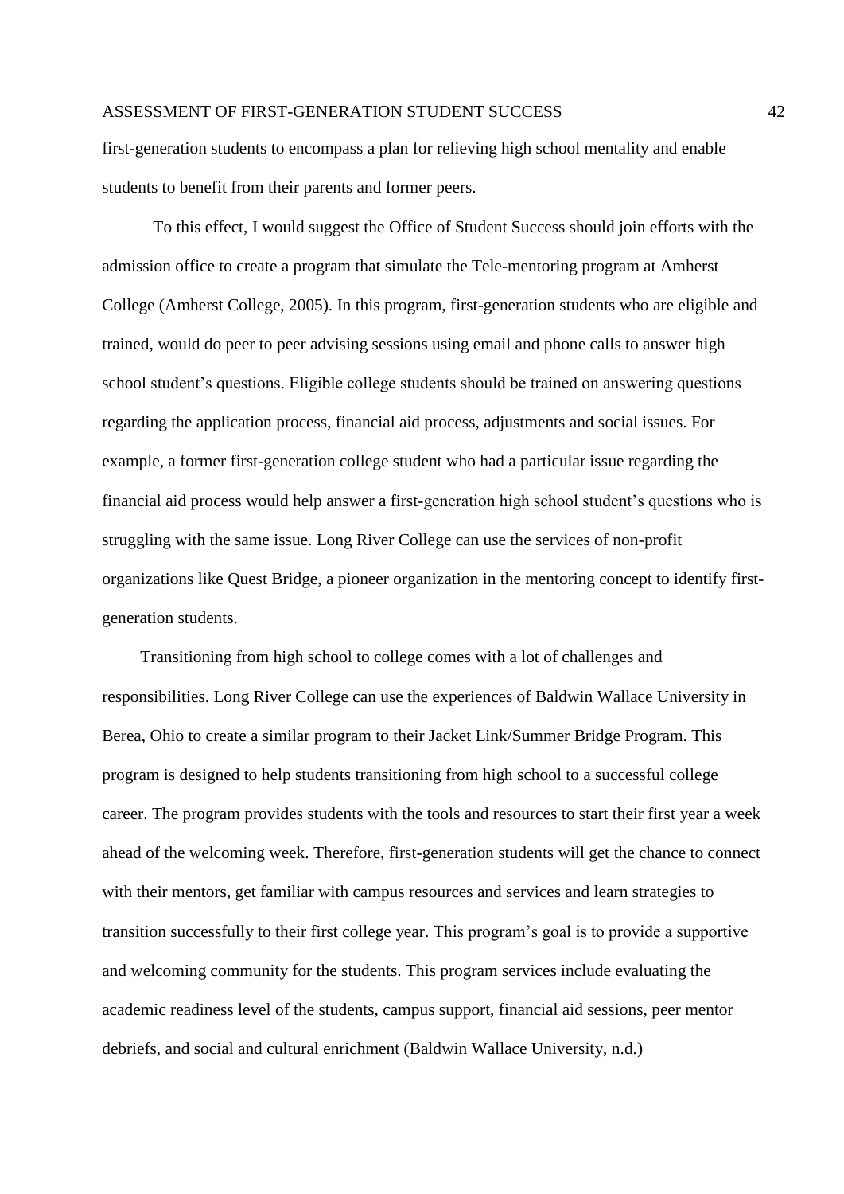first-generation students to encompass a plan for relieving high school mentality and enable students to benefit from their parents and former peers.

To this effect, I would suggest the Office of Student Success should join efforts with the admission office to create a program that simulate the Tele-mentoring program at Amherst College (Amherst College, 2005). In this program, first-generation students who are eligible and trained, would do peer to peer advising sessions using email and phone calls to answer high school student's questions. Eligible college students should be trained on answering questions regarding the application process, financial aid process, adjustments and social issues. For example, a former first-generation college student who had a particular issue regarding the financial aid process would help answer a first-generation high school student's questions who is struggling with the same issue. Long River College can use the services of non-profit organizations like Quest Bridge, a pioneer organization in the mentoring concept to identify first-generation students.

Transitioning from high school to college comes with a lot of challenges and responsibilities. Long River College can use the experiences of Baldwin Wallace University in Berea, Ohio to create a similar program to their Jacket Link/Summer Bridge Program. This program is designed to help students transitioning from high school to a successful college career. The program provides students with the tools and resources to start their first year a week ahead of the welcoming week. Therefore, first-generation students will get the chance to connect with their mentors, get familiar with campus resources and services and learn strategies to transition successfully to their first college year. This program's goal is to provide a supportive and welcoming community for the students. This program services include evaluating the academic readiness level of the students, campus support, financial aid sessions, peer mentor debriefs, and social and cultural enrichment (Baldwin Wallace University, n.d.)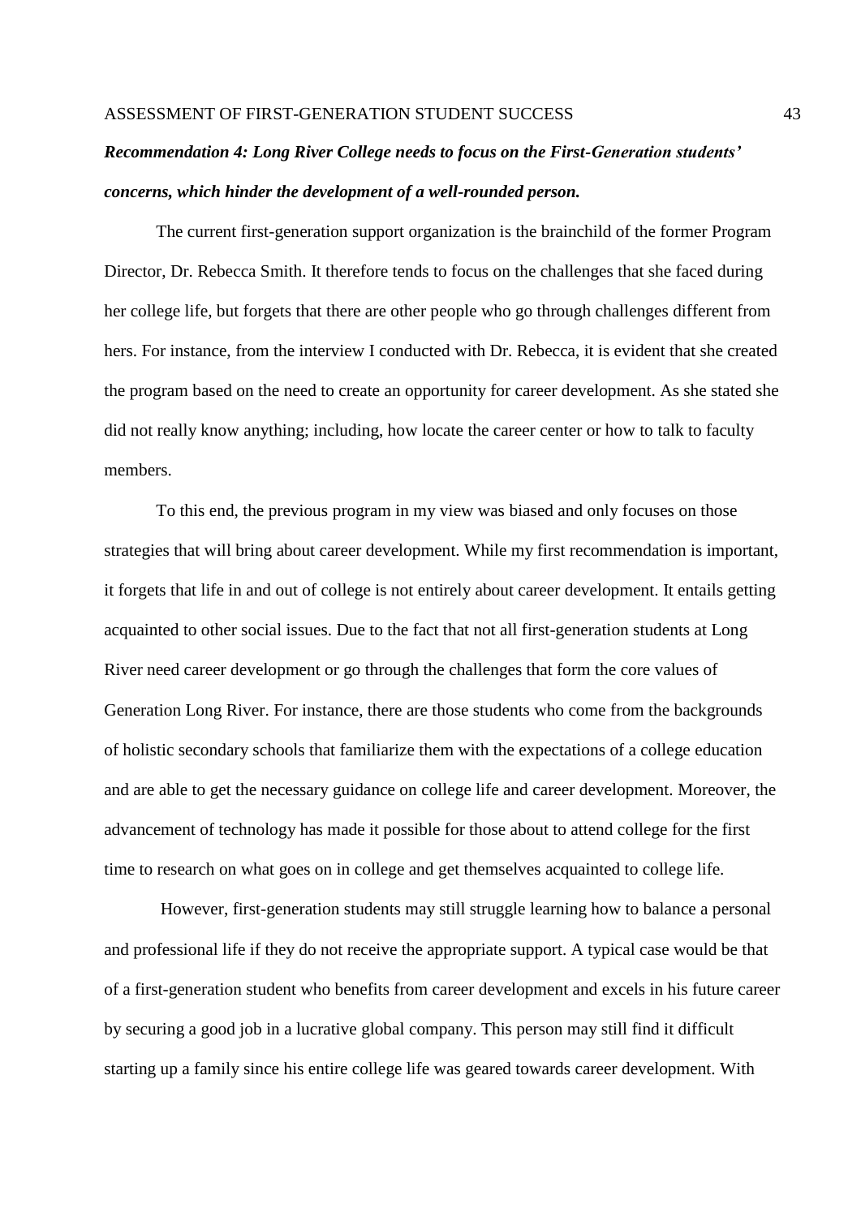***Recommendation 4: Long River College needs to focus on the First-Generation students' concerns, which hinder the development of a well-rounded person.***

The current first-generation support organization is the brainchild of the former Program Director, Dr. Rebecca Smith. It therefore tends to focus on the challenges that she faced during her college life, but forgets that there are other people who go through challenges different from hers. For instance, from the interview I conducted with Dr. Rebecca, it is evident that she created the program based on the need to create an opportunity for career development. As she stated she did not really know anything; including, how locate the career center or how to talk to faculty members.

To this end, the previous program in my view was biased and only focuses on those strategies that will bring about career development. While my first recommendation is important, it forgets that life in and out of college is not entirely about career development. It entails getting acquainted to other social issues. Due to the fact that not all first-generation students at Long River need career development or go through the challenges that form the core values of Generation Long River. For instance, there are those students who come from the backgrounds of holistic secondary schools that familiarize them with the expectations of a college education and are able to get the necessary guidance on college life and career development. Moreover, the advancement of technology has made it possible for those about to attend college for the first time to research on what goes on in college and get themselves acquainted to college life.

However, first-generation students may still struggle learning how to balance a personal and professional life if they do not receive the appropriate support. A typical case would be that of a first-generation student who benefits from career development and excels in his future career by securing a good job in a lucrative global company. This person may still find it difficult starting up a family since his entire college life was geared towards career development. With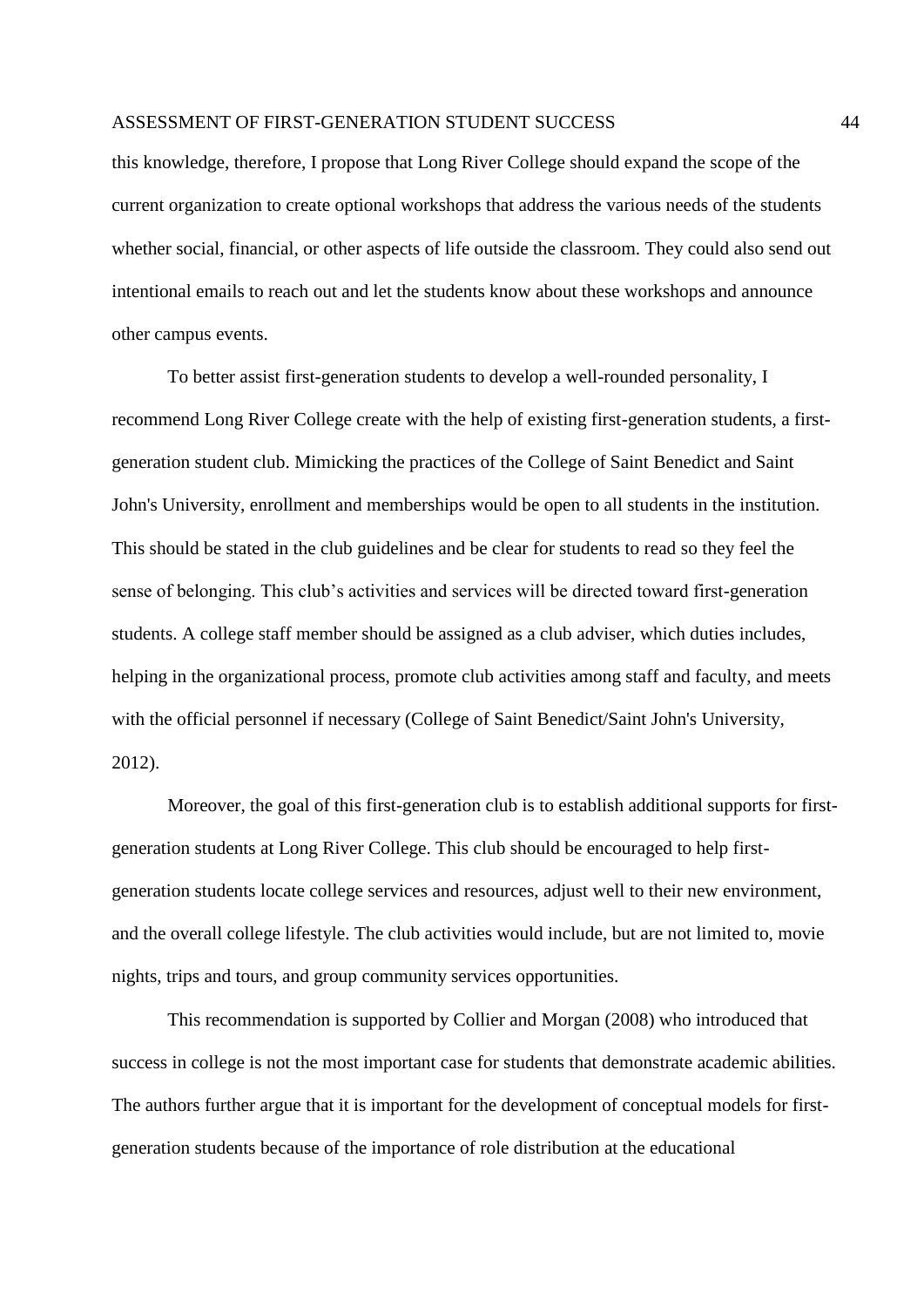this knowledge, therefore, I propose that Long River College should expand the scope of the current organization to create optional workshops that address the various needs of the students whether social, financial, or other aspects of life outside the classroom. They could also send out intentional emails to reach out and let the students know about these workshops and announce other campus events.

To better assist first-generation students to develop a well-rounded personality, I recommend Long River College create with the help of existing first-generation students, a first-generation student club. Mimicking the practices of the College of Saint Benedict and Saint John's University, enrollment and memberships would be open to all students in the institution. This should be stated in the club guidelines and be clear for students to read so they feel the sense of belonging. This club's activities and services will be directed toward first-generation students. A college staff member should be assigned as a club adviser, which duties includes, helping in the organizational process, promote club activities among staff and faculty, and meets with the official personnel if necessary (College of Saint Benedict/Saint John's University, 2012).

Moreover, the goal of this first-generation club is to establish additional supports for first-generation students at Long River College. This club should be encouraged to help first-generation students locate college services and resources, adjust well to their new environment, and the overall college lifestyle. The club activities would include, but are not limited to, movie nights, trips and tours, and group community services opportunities.

This recommendation is supported by Collier and Morgan (2008) who introduced that success in college is not the most important case for students that demonstrate academic abilities. The authors further argue that it is important for the development of conceptual models for first-generation students because of the importance of role distribution at the educational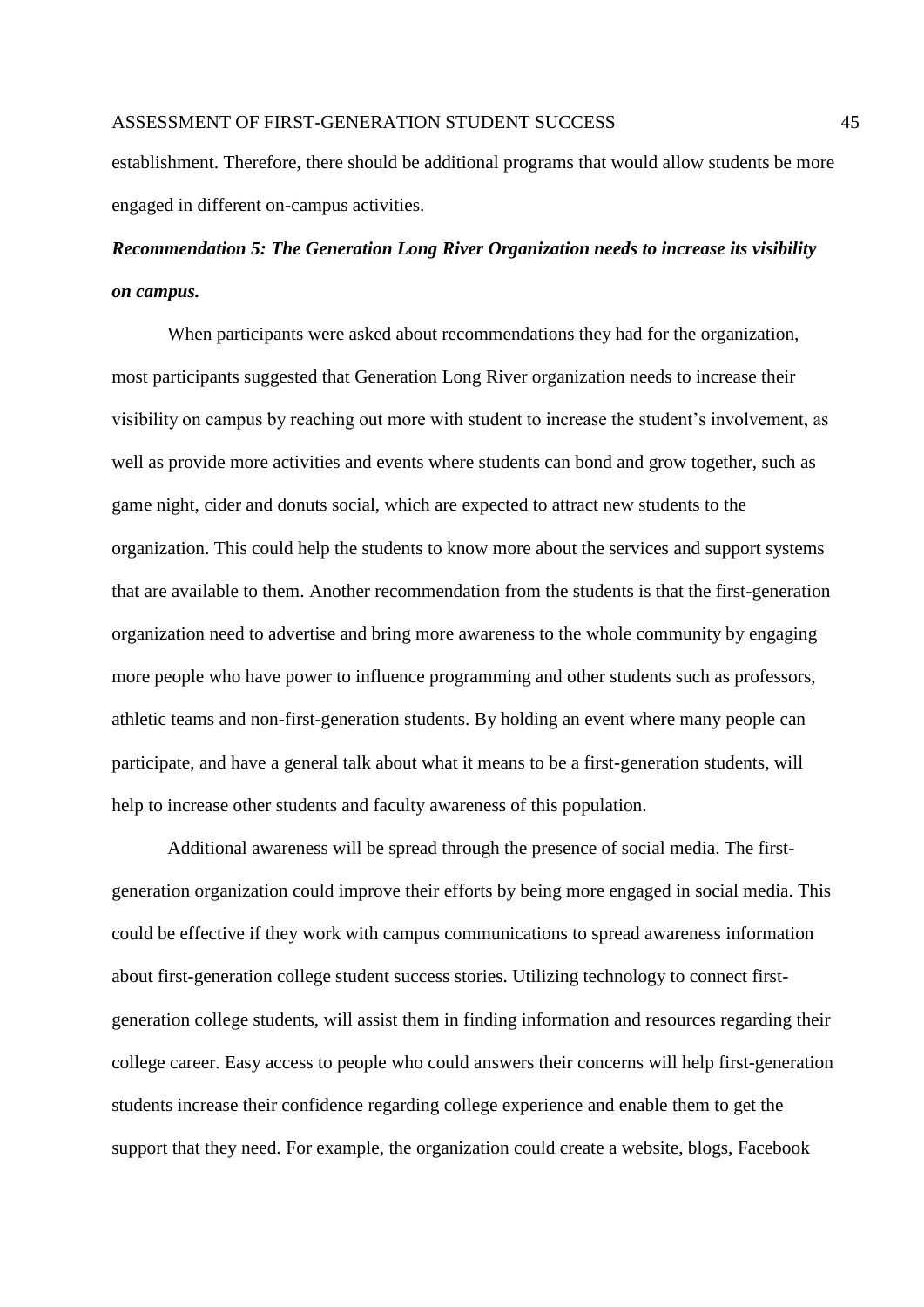establishment. Therefore, there should be additional programs that would allow students be more engaged in different on-campus activities.

***Recommendation 5: The Generation Long River Organization needs to increase its visibility on campus.***

When participants were asked about recommendations they had for the organization, most participants suggested that Generation Long River organization needs to increase their visibility on campus by reaching out more with student to increase the student's involvement, as well as provide more activities and events where students can bond and grow together, such as game night, cider and donuts social, which are expected to attract new students to the organization. This could help the students to know more about the services and support systems that are available to them. Another recommendation from the students is that the first-generation organization need to advertise and bring more awareness to the whole community by engaging more people who have power to influence programming and other students such as professors, athletic teams and non-first-generation students. By holding an event where many people can participate, and have a general talk about what it means to be a first-generation students, will help to increase other students and faculty awareness of this population.

Additional awareness will be spread through the presence of social media. The first-generation organization could improve their efforts by being more engaged in social media. This could be effective if they work with campus communications to spread awareness information about first-generation college student success stories. Utilizing technology to connect first-generation college students, will assist them in finding information and resources regarding their college career. Easy access to people who could answers their concerns will help first-generation students increase their confidence regarding college experience and enable them to get the support that they need. For example, the organization could create a website, blogs, Facebook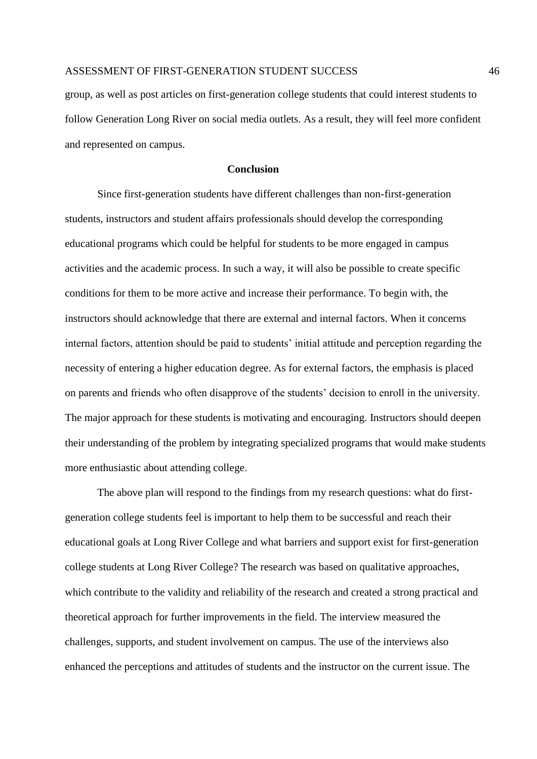group, as well as post articles on first-generation college students that could interest students to follow Generation Long River on social media outlets. As a result, they will feel more confident and represented on campus.

## Conclusion

Since first-generation students have different challenges than non-first-generation students, instructors and student affairs professionals should develop the corresponding educational programs which could be helpful for students to be more engaged in campus activities and the academic process. In such a way, it will also be possible to create specific conditions for them to be more active and increase their performance. To begin with, the instructors should acknowledge that there are external and internal factors. When it concerns internal factors, attention should be paid to students' initial attitude and perception regarding the necessity of entering a higher education degree. As for external factors, the emphasis is placed on parents and friends who often disapprove of the students' decision to enroll in the university. The major approach for these students is motivating and encouraging. Instructors should deepen their understanding of the problem by integrating specialized programs that would make students more enthusiastic about attending college.

The above plan will respond to the findings from my research questions: what do first-generation college students feel is important to help them to be successful and reach their educational goals at Long River College and what barriers and support exist for first-generation college students at Long River College? The research was based on qualitative approaches, which contribute to the validity and reliability of the research and created a strong practical and theoretical approach for further improvements in the field. The interview measured the challenges, supports, and student involvement on campus. The use of the interviews also enhanced the perceptions and attitudes of students and the instructor on the current issue. The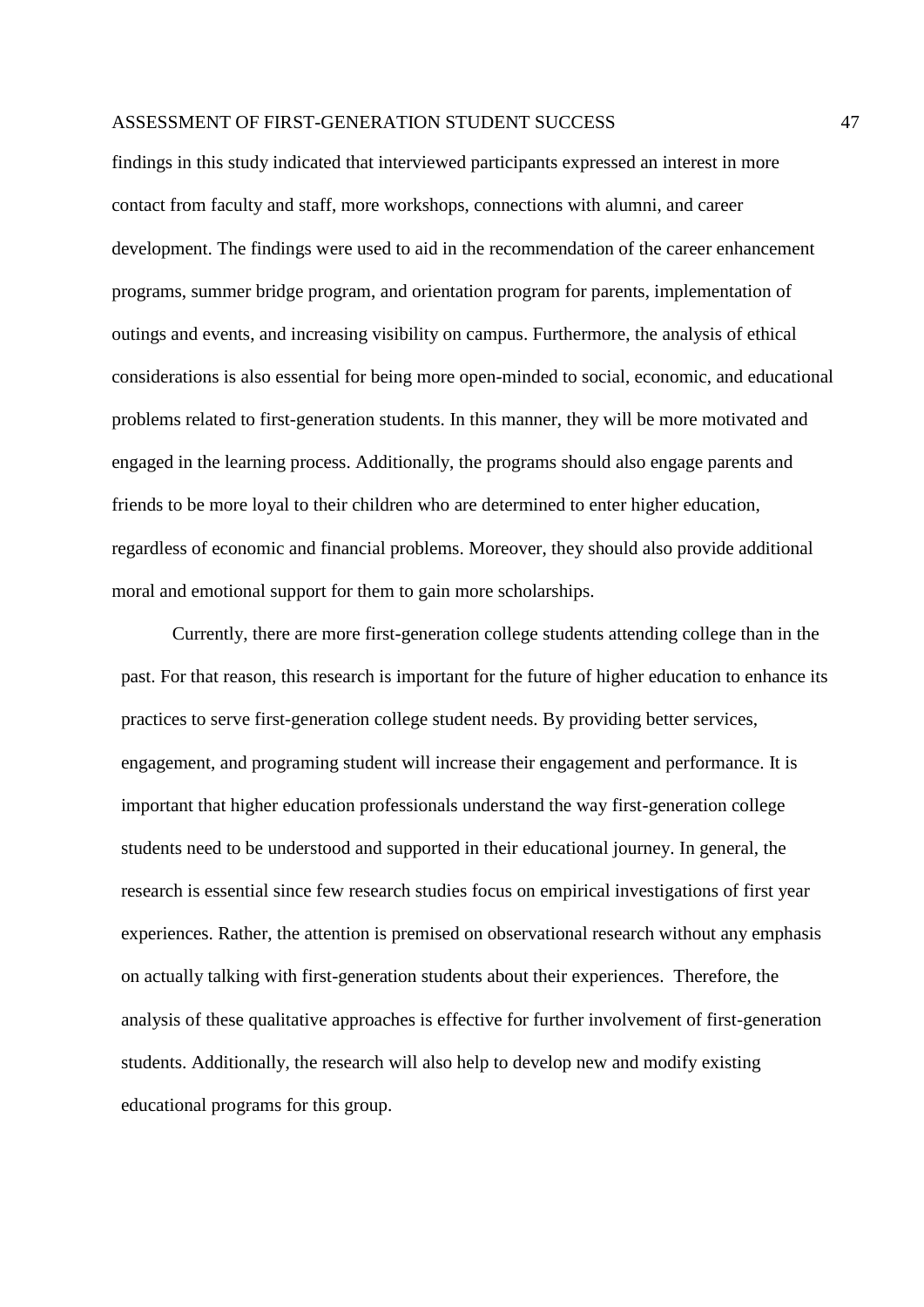findings in this study indicated that interviewed participants expressed an interest in more contact from faculty and staff, more workshops, connections with alumni, and career development. The findings were used to aid in the recommendation of the career enhancement programs, summer bridge program, and orientation program for parents, implementation of outings and events, and increasing visibility on campus. Furthermore, the analysis of ethical considerations is also essential for being more open-minded to social, economic, and educational problems related to first-generation students. In this manner, they will be more motivated and engaged in the learning process. Additionally, the programs should also engage parents and friends to be more loyal to their children who are determined to enter higher education, regardless of economic and financial problems. Moreover, they should also provide additional moral and emotional support for them to gain more scholarships.

Currently, there are more first-generation college students attending college than in the past. For that reason, this research is important for the future of higher education to enhance its practices to serve first-generation college student needs. By providing better services, engagement, and programing student will increase their engagement and performance. It is important that higher education professionals understand the way first-generation college students need to be understood and supported in their educational journey. In general, the research is essential since few research studies focus on empirical investigations of first year experiences. Rather, the attention is premised on observational research without any emphasis on actually talking with first-generation students about their experiences. Therefore, the analysis of these qualitative approaches is effective for further involvement of first-generation students. Additionally, the research will also help to develop new and modify existing educational programs for this group.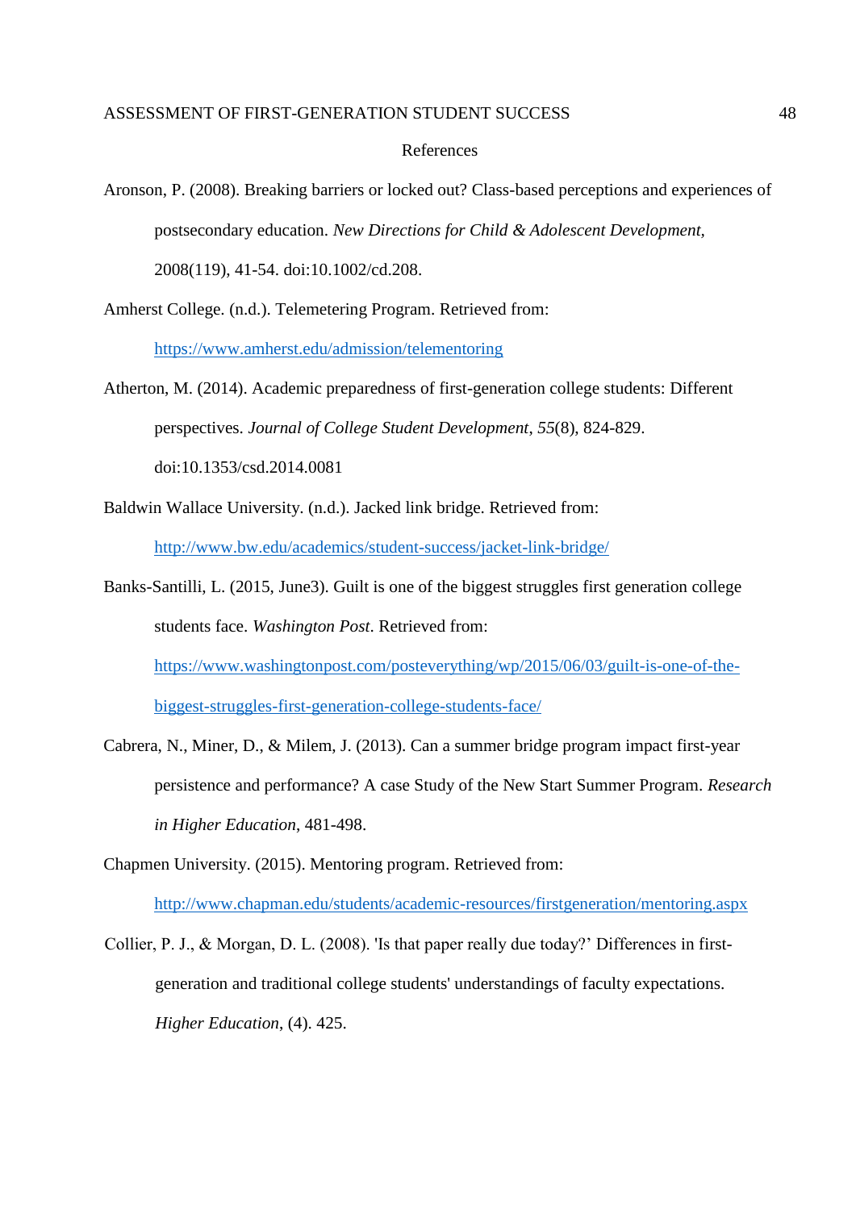# References

Aronson, P. (2008). Breaking barriers or locked out? Class-based perceptions and experiences of postsecondary education. *New Directions for Child & Adolescent Development*, 2008(119), 41-54. doi:10.1002/cd.208.

Amherst College. (n.d.). Telemetering Program. Retrieved from: https://www.amherst.edu/admission/telementoring

Atherton, M. (2014). Academic preparedness of first-generation college students: Different perspectives. *Journal of College Student Development*, *55*(8), 824-829. doi:10.1353/csd.2014.0081

Baldwin Wallace University. (n.d.). Jacked link bridge. Retrieved from: http://www.bw.edu/academics/student-success/jacket-link-bridge/

Banks-Santilli, L. (2015, June3). Guilt is one of the biggest struggles first generation college students face. *Washington Post*. Retrieved from: https://www.washingtonpost.com/posteverything/wp/2015/06/03/guilt-is-one-of-the-biggest-struggles-first-generation-college-students-face/

Cabrera, N., Miner, D., & Milem, J. (2013). Can a summer bridge program impact first-year persistence and performance? A case Study of the New Start Summer Program. *Research in Higher Education*, 481-498.

Chapmen University. (2015). Mentoring program. Retrieved from: http://www.chapman.edu/students/academic-resources/firstgeneration/mentoring.aspx

Collier, P. J., & Morgan, D. L. (2008). 'Is that paper really due today?' Differences in first-generation and traditional college students' understandings of faculty expectations. *Higher Education*, (4). 425.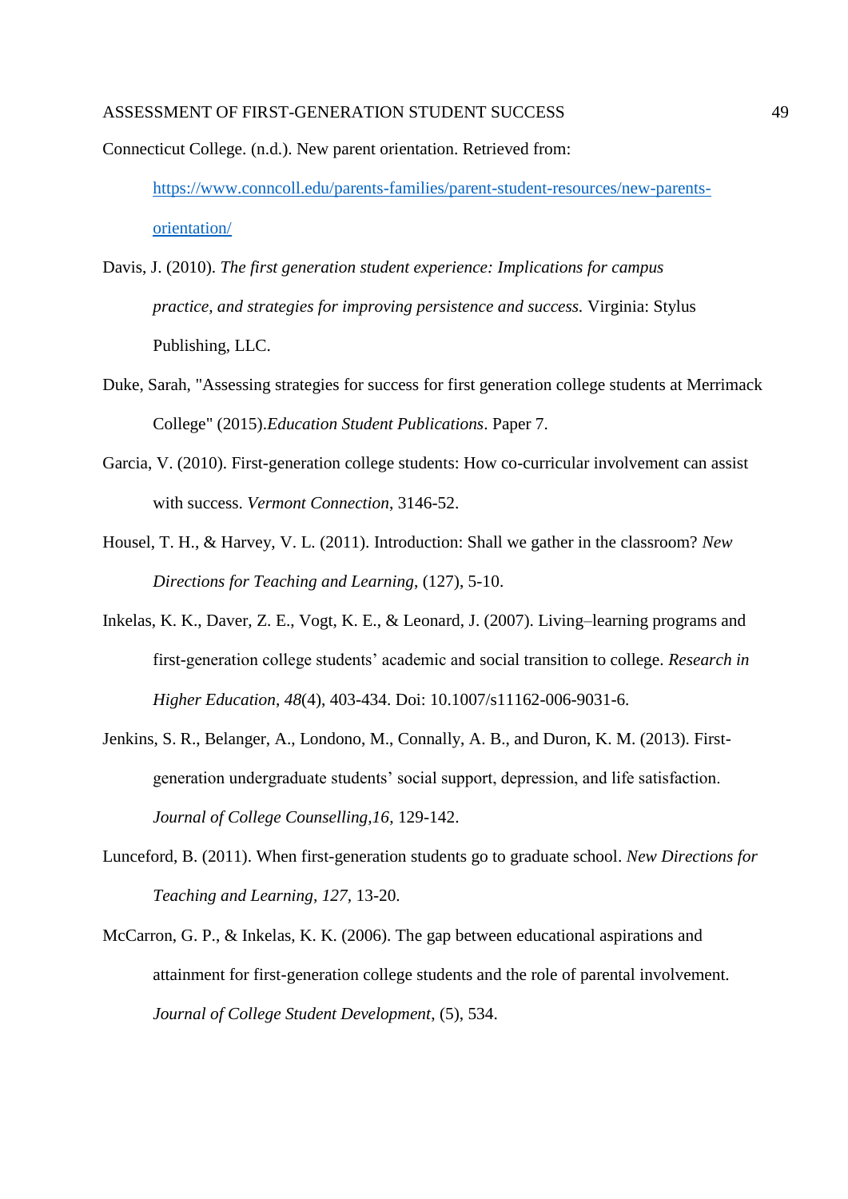Connecticut College. (n.d.). New parent orientation. Retrieved from: [https://www.conncoll.edu/parents-families/parent-student-resources/new-parents-orientation/](https://www.conncoll.edu/parents-families/parent-student-resources/new-parents-orientation/)

Davis, J. (2010). *The first generation student experience: Implications for campus practice, and strategies for improving persistence and success.* Virginia: Stylus Publishing, LLC.

Duke, Sarah, "Assessing strategies for success for first generation college students at Merrimack College" (2015).*Education Student Publications*. Paper 7.

Garcia, V. (2010). First-generation college students: How co-curricular involvement can assist with success. *Vermont Connection*, 3146-52.

Housel, T. H., & Harvey, V. L. (2011). Introduction: Shall we gather in the classroom? *New Directions for Teaching and Learning*, (127), 5-10.

Inkelas, K. K., Daver, Z. E., Vogt, K. E., & Leonard, J. (2007). Living–learning programs and first-generation college students' academic and social transition to college. *Research in Higher Education*, *48*(4), 403-434. Doi: 10.1007/s11162-006-9031-6.

Jenkins, S. R., Belanger, A., Londono, M., Connally, A. B., and Duron, K. M. (2013). First-generation undergraduate students' social support, depression, and life satisfaction. *Journal of College Counselling,16*, 129-142.

Lunceford, B. (2011). When first-generation students go to graduate school. *New Directions for Teaching and Learning*, *127*, 13-20.

McCarron, G. P., & Inkelas, K. K. (2006). The gap between educational aspirations and attainment for first-generation college students and the role of parental involvement. *Journal of College Student Development*, (5), 534.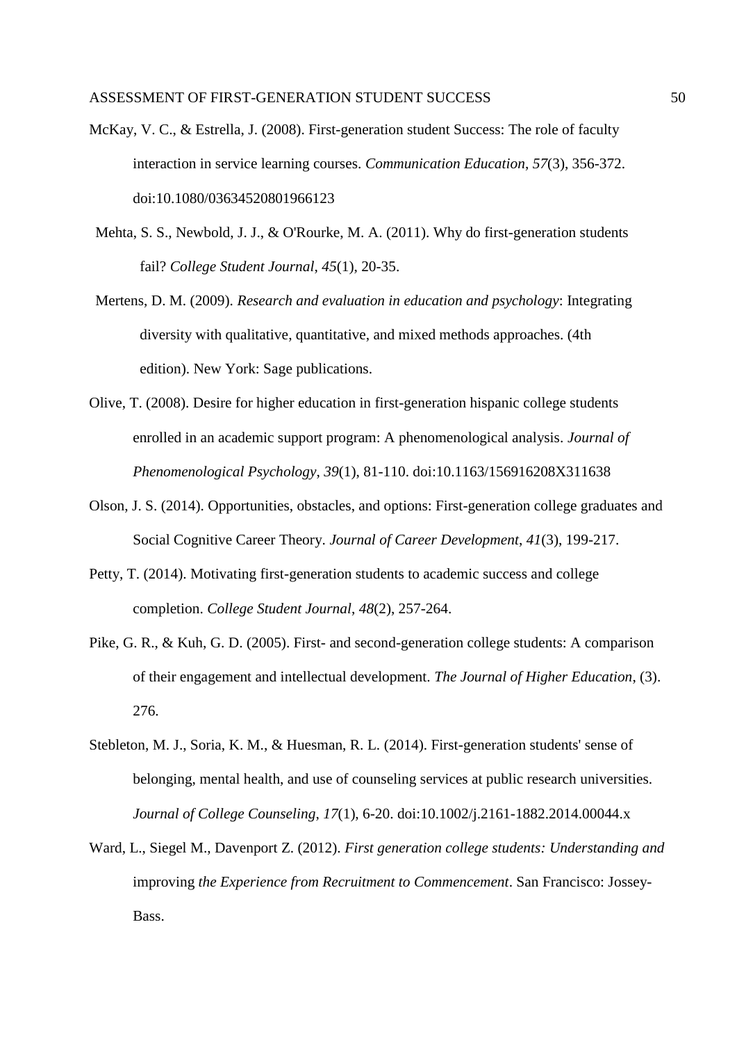McKay, V. C., & Estrella, J. (2008). First-generation student Success: The role of faculty interaction in service learning courses. *Communication Education*, *57*(3), 356-372. doi:10.1080/03634520801966123

Mehta, S. S., Newbold, J. J., & O'Rourke, M. A. (2011). Why do first-generation students fail? *College Student Journal*, *45*(1), 20-35.

Mertens, D. M. (2009). *Research and evaluation in education and psychology*: Integrating diversity with qualitative, quantitative, and mixed methods approaches. (4th edition). New York: Sage publications.

Olive, T. (2008). Desire for higher education in first-generation hispanic college students enrolled in an academic support program: A phenomenological analysis. *Journal of Phenomenological Psychology*, *39*(1), 81-110. doi:10.1163/156916208X311638

Olson, J. S. (2014). Opportunities, obstacles, and options: First-generation college graduates and Social Cognitive Career Theory. *Journal of Career Development*, *41*(3), 199-217.

Petty, T. (2014). Motivating first-generation students to academic success and college completion. *College Student Journal*, *48*(2), 257-264.

Pike, G. R., & Kuh, G. D. (2005). First- and second-generation college students: A comparison of their engagement and intellectual development. *The Journal of Higher Education*, (3). 276.

Stebleton, M. J., Soria, K. M., & Huesman, R. L. (2014). First-generation students' sense of belonging, mental health, and use of counseling services at public research universities. *Journal of College Counseling*, *17*(1), 6-20. doi:10.1002/j.2161-1882.2014.00044.x

Ward, L., Siegel M., Davenport Z. (2012). *First generation college students: Understanding and* improving *the Experience from Recruitment to Commencement*. San Francisco: Jossey-Bass.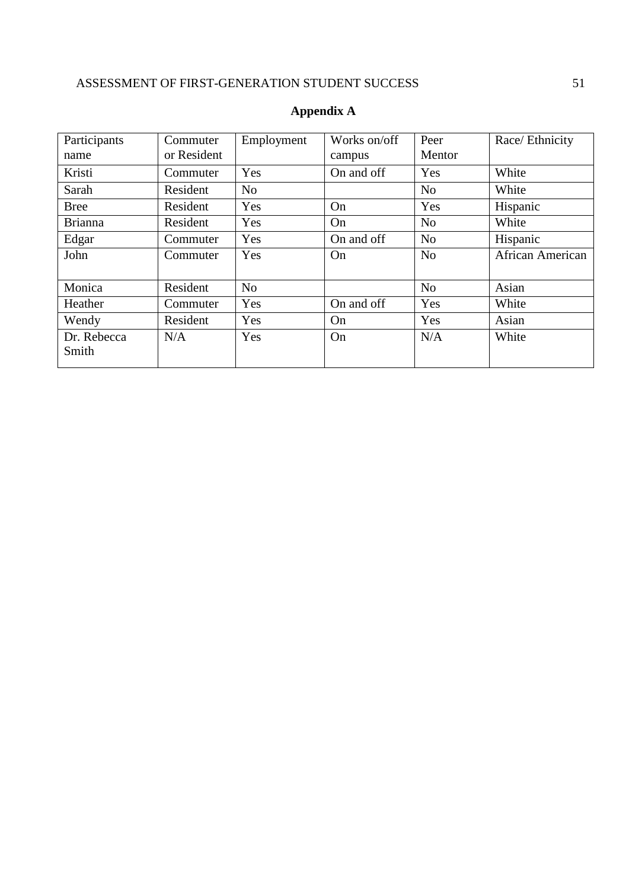## Appendix A

| Participants name | Commuter or Resident | Employment | Works on/off campus | Peer Mentor | Race/ Ethnicity |
|---|---|---|---|---|---|
| Kristi | Commuter | Yes | On and off | Yes | White |
| Sarah | Resident | No | | No | White |
| Bree | Resident | Yes | On | Yes | Hispanic |
| Brianna | Resident | Yes | On | No | White |
| Edgar | Commuter | Yes | On and off | No | Hispanic |
| John | Commuter | Yes | On | No | African American |
| Monica | Resident | No | | No | Asian |
| Heather | Commuter | Yes | On and off | Yes | White |
| Wendy | Resident | Yes | On | Yes | Asian |
| Dr. Rebecca Smith | N/A | Yes | On | N/A | White |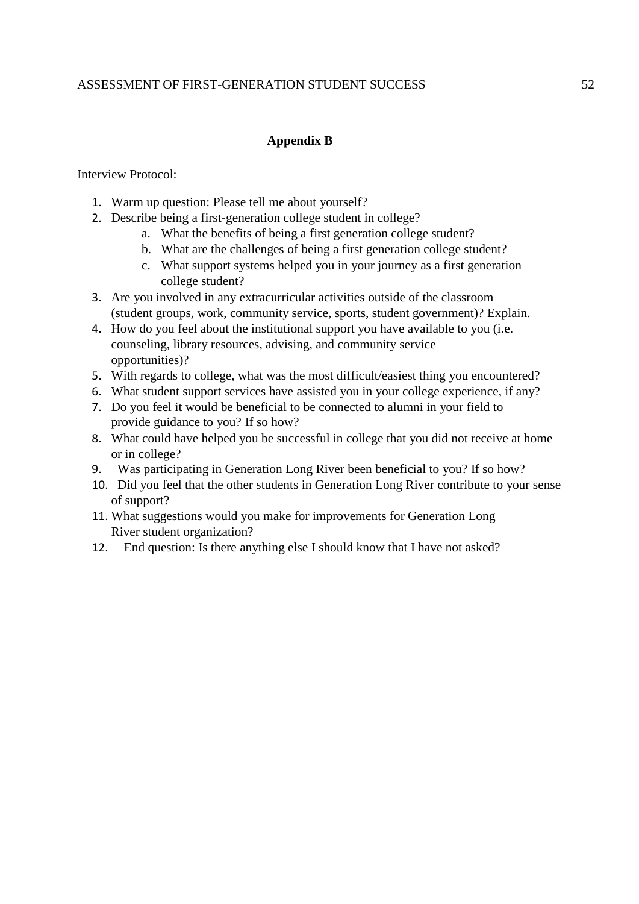## Appendix B

Interview Protocol:

1. Warm up question: Please tell me about yourself?
2. Describe being a first-generation college student in college?
    a. What the benefits of being a first generation college student?
    b. What are the challenges of being a first generation college student?
    c. What support systems helped you in your journey as a first generation college student?
3. Are you involved in any extracurricular activities outside of the classroom (student groups, work, community service, sports, student government)? Explain.
4. How do you feel about the institutional support you have available to you (i.e. counseling, library resources, advising, and community service opportunities)?
5. With regards to college, what was the most difficult/easiest thing you encountered?
6. What student support services have assisted you in your college experience, if any?
7. Do you feel it would be beneficial to be connected to alumni in your field to provide guidance to you? If so how?
8. What could have helped you be successful in college that you did not receive at home or in college?
9. Was participating in Generation Long River been beneficial to you? If so how?
10. Did you feel that the other students in Generation Long River contribute to your sense of support?
11. What suggestions would you make for improvements for Generation Long River student organization?
12. End question: Is there anything else I should know that I have not asked?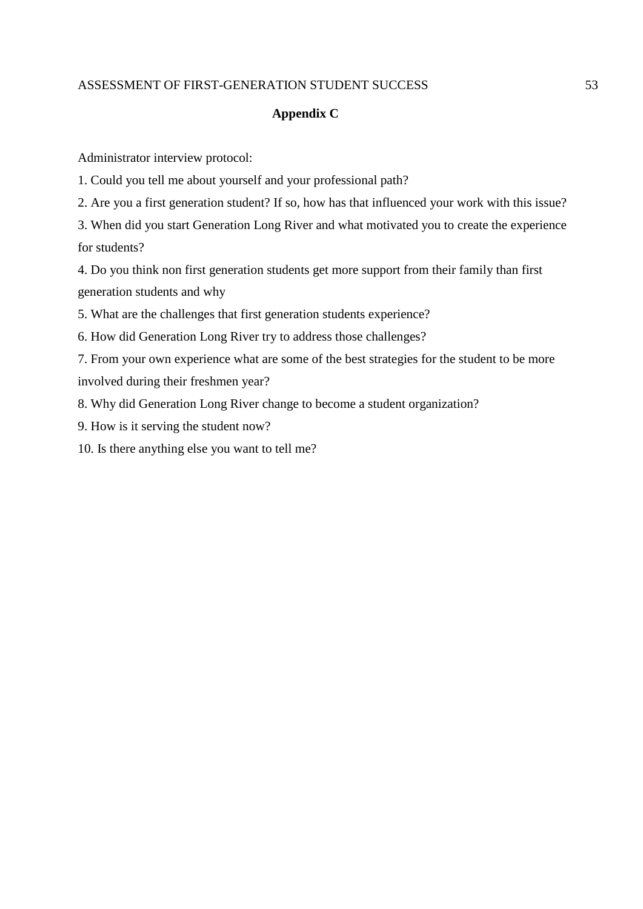## Appendix C

Administrator interview protocol:

1. Could you tell me about yourself and your professional path?
2. Are you a first generation student? If so, how has that influenced your work with this issue?
3. When did you start Generation Long River and what motivated you to create the experience for students?
4. Do you think non first generation students get more support from their family than first generation students and why
5. What are the challenges that first generation students experience?
6. How did Generation Long River try to address those challenges?
7. From your own experience what are some of the best strategies for the student to be more involved during their freshmen year?
8. Why did Generation Long River change to become a student organization?
9. How is it serving the student now?
10. Is there anything else you want to tell me?